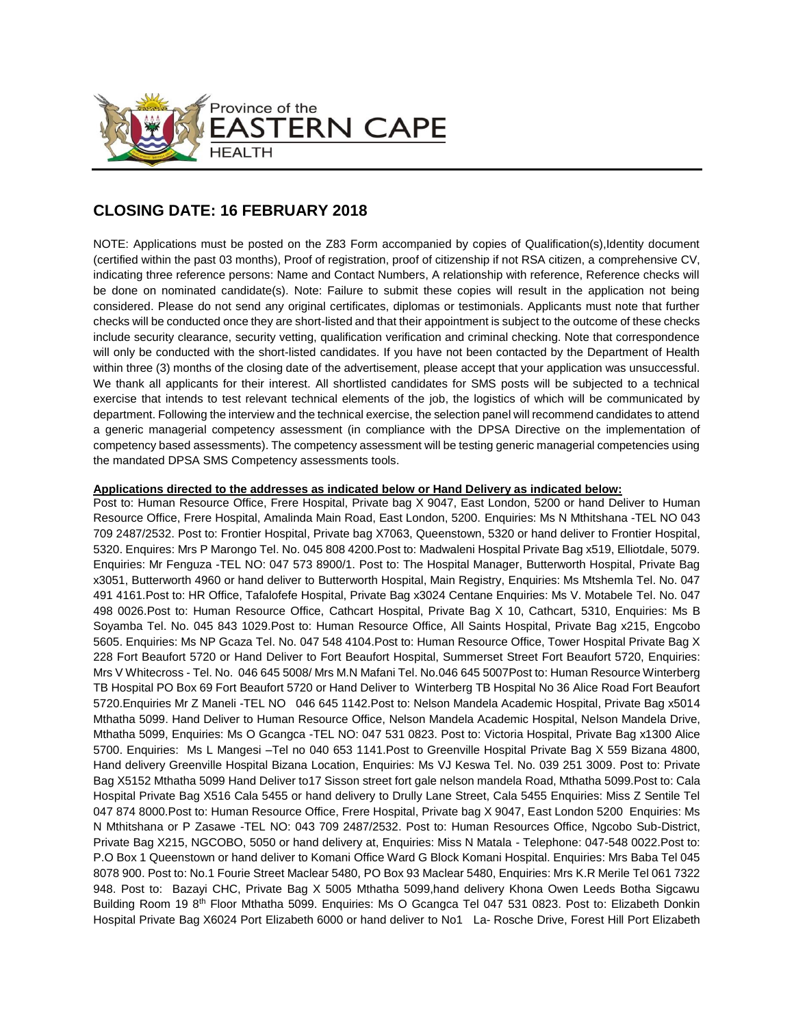Province of the **EASTERN CAPE** HEALTH

## CLOSING DATE: 16 FEBRUARY 2018

NOTE: Applications must be posted on the Z83 Form accompanied by copies of Qualification(s),Identity document (certified within the past 03 months), Proof of registration, proof of citizenship if not RSA citizen, a comprehensive CV, indicating three reference persons: Name and Contact Numbers, A relationship with reference, Reference checks will be done on nominated candidate(s). Note: Failure to submit these copies will result in the application not being considered. Please do not send any original certificates, diplomas or testimonials. Applicants must note that further checks will be conducted once they are short-listed and that their appointment is subject to the outcome of these checks include security clearance, security vetting, qualification verification and criminal checking. Note that correspondence will only be conducted with the short-listed candidates. If you have not been contacted by the Department of Health within three (3) months of the closing date of the advertisement, please accept that your application was unsuccessful. We thank all applicants for their interest. All shortlisted candidates for SMS posts will be subjected to a technical exercise that intends to test relevant technical elements of the job, the logistics of which will be communicated by department. Following the interview and the technical exercise, the selection panel will recommend candidates to attend a generic managerial competency assessment (in compliance with the DPSA Directive on the implementation of competency based assessments). The competency assessment will be testing generic managerial competencies using the mandated DPSA SMS Competency assessments tools.

**Applications directed to the addresses as indicated below or Hand Delivery as indicated below:**

Post to: Human Resource Office, Frere Hospital, Private bag X 9047, East London, 5200 or hand Deliver to Human Resource Office, Frere Hospital, Amalinda Main Road, East London, 5200. Enquiries: Ms N Mthitshana -TEL NO 043 709 2487/2532. Post to: Frontier Hospital, Private bag X7063, Queenstown, 5320 or hand deliver to Frontier Hospital, 5320. Enquires: Mrs P Marongo Tel. No. 045 808 4200.Post to: Madwaleni Hospital Private Bag x519, Elliotdale, 5079. Enquiries: Mr Fenguza -TEL NO: 047 573 8900/1. Post to: The Hospital Manager, Butterworth Hospital, Private Bag x3051, Butterworth 4960 or hand deliver to Butterworth Hospital, Main Registry, Enquiries: Ms Mtshemla Tel. No. 047 491 4161.Post to: HR Office, Tafalofefe Hospital, Private Bag x3024 Centane Enquiries: Ms V. Motabele Tel. No. 047 498 0026.Post to: Human Resource Office, Cathcart Hospital, Private Bag X 10, Cathcart, 5310, Enquiries: Ms B Soyamba Tel. No. 045 843 1029.Post to: Human Resource Office, All Saints Hospital, Private Bag x215, Engcobo 5605. Enquiries: Ms NP Gcaza Tel. No. 047 548 4104.Post to: Human Resource Office, Tower Hospital Private Bag X 228 Fort Beaufort 5720 or Hand Deliver to Fort Beaufort Hospital, Summerset Street Fort Beaufort 5720, Enquiries: Mrs V Whitecross - Tel. No. 046 645 5008/ Mrs M.N Mafani Tel. No.046 645 5007Post to: Human Resource Winterberg TB Hospital PO Box 69 Fort Beaufort 5720 or Hand Deliver to Winterberg TB Hospital No 36 Alice Road Fort Beaufort 5720.Enquiries Mr Z Maneli -TEL NO 046 645 1142.Post to: Nelson Mandela Academic Hospital, Private Bag x5014 Mthatha 5099. Hand Deliver to Human Resource Office, Nelson Mandela Academic Hospital, Nelson Mandela Drive, Mthatha 5099, Enquiries: Ms O Gcangca -TEL NO: 047 531 0823. Post to: Victoria Hospital, Private Bag x1300 Alice 5700. Enquiries: Ms L Mangesi –Tel no 040 653 1141.Post to Greenville Hospital Private Bag X 559 Bizana 4800, Hand delivery Greenville Hospital Bizana Location, Enquiries: Ms VJ Keswa Tel. No. 039 251 3009. Post to: Private Bag X5152 Mthatha 5099 Hand Deliver to17 Sisson street fort gale nelson mandela Road, Mthatha 5099.Post to: Cala Hospital Private Bag X516 Cala 5455 or hand delivery to Drully Lane Street, Cala 5455 Enquiries: Miss Z Sentile Tel 047 874 8000.Post to: Human Resource Office, Frere Hospital, Private bag X 9047, East London 5200 Enquiries: Ms N Mthitshana or P Zasawe -TEL NO: 043 709 2487/2532. Post to: Human Resources Office, Ngcobo Sub-District, Private Bag X215, NGCOBO, 5050 or hand delivery at, Enquiries: Miss N Matala - Telephone: 047-548 0022.Post to: P.O Box 1 Queenstown or hand deliver to Komani Office Ward G Block Komani Hospital. Enquiries: Mrs Baba Tel 045 8078 900. Post to: No.1 Fourie Street Maclear 5480, PO Box 93 Maclear 5480, Enquiries: Mrs K.R Merile Tel 061 7322 948. Post to: Bazayi CHC, Private Bag X 5005 Mthatha 5099,hand delivery Khona Owen Leeds Botha Sigcawu Building Room 19 8th Floor Mthatha 5099. Enquiries: Ms O Gcangca Tel 047 531 0823. Post to: Elizabeth Donkin Hospital Private Bag X6024 Port Elizabeth 6000 or hand deliver to No1 La- Rosche Drive, Forest Hill Port Elizabeth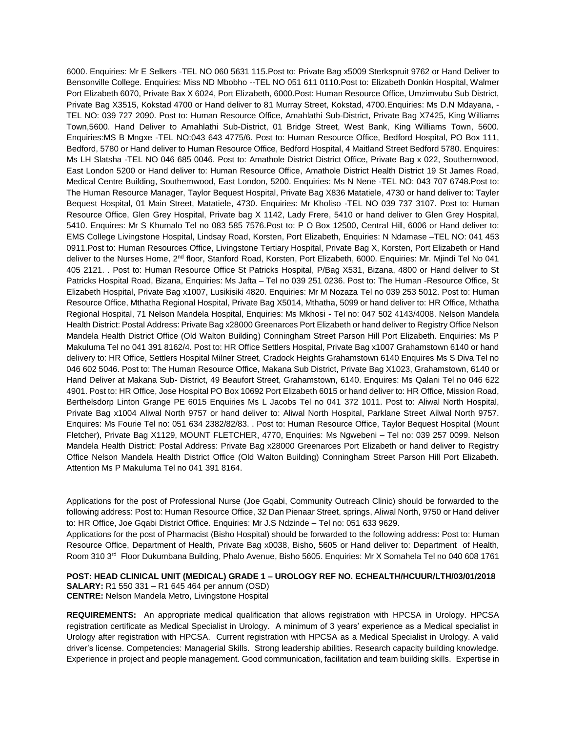6000. Enquiries: Mr E Selkers -TEL NO 060 5631 115.Post to: Private Bag x5009 Sterkspruit 9762 or Hand Deliver to Bensonville College. Enquiries: Miss ND Mbobho --TEL NO 051 611 0110.Post to: Elizabeth Donkin Hospital, Walmer Port Elizabeth 6070, Private Bax X 6024, Port Elizabeth, 6000.Post: Human Resource Office, Umzimvubu Sub District, Private Bag X3515, Kokstad 4700 or Hand deliver to 81 Murray Street, Kokstad, 4700.Enquiries: Ms D.N Mdayana, -TEL NO: 039 727 2090. Post to: Human Resource Office, Amahlathi Sub-District, Private Bag X7425, King Williams Town,5600. Hand Deliver to Amahlathi Sub-District, 01 Bridge Street, West Bank, King Williams Town, 5600. Enquiries:MS B Mngxe -TEL NO:043 643 4775/6. Post to: Human Resource Office, Bedford Hospital, PO Box 111, Bedford, 5780 or Hand deliver to Human Resource Office, Bedford Hospital, 4 Maitland Street Bedford 5780. Enquires: Ms LH Slatsha -TEL NO 046 685 0046. Post to: Amathole District District Office, Private Bag x 022, Southernwood, East London 5200 or Hand deliver to: Human Resource Office, Amathole District Health District 19 St James Road, Medical Centre Building, Southernwood, East London, 5200. Enquiries: Ms N Nene -TEL NO: 043 707 6748.Post to: The Human Resource Manager, Taylor Bequest Hospital, Private Bag X836 Matatiele, 4730 or hand deliver to: Tayler Bequest Hospital, 01 Main Street, Matatiele, 4730. Enquiries: Mr Kholiso -TEL NO 039 737 3107. Post to: Human Resource Office, Glen Grey Hospital, Private bag X 1142, Lady Frere, 5410 or hand deliver to Glen Grey Hospital, 5410. Enquires: Mr S Khumalo Tel no 083 585 7576.Post to: P O Box 12500, Central Hill, 6006 or Hand deliver to: EMS College Livingstone Hospital, Lindsay Road, Korsten, Port Elizabeth, Enquiries: N Ndamase –TEL NO: 041 453 0911.Post to: Human Resources Office, Livingstone Tertiary Hospital, Private Bag X, Korsten, Port Elizabeth or Hand deliver to the Nurses Home, 2nd floor, Stanford Road, Korsten, Port Elizabeth, 6000. Enquiries: Mr. Mjindi Tel No 041 405 2121. . Post to: Human Resource Office St Patricks Hospital, P/Bag X531, Bizana, 4800 or Hand deliver to St Patricks Hospital Road, Bizana, Enquiries: Ms Jafta – Tel no 039 251 0236. Post to: The Human -Resource Office, St Elizabeth Hospital, Private Bag x1007, Lusikisiki 4820. Enquiries: Mr M Nozaza Tel no 039 253 5012. Post to: Human Resource Office, Mthatha Regional Hospital, Private Bag X5014, Mthatha, 5099 or hand deliver to: HR Office, Mthatha Regional Hospital, 71 Nelson Mandela Hospital, Enquiries: Ms Mkhosi - Tel no: 047 502 4143/4008. Nelson Mandela Health District: Postal Address: Private Bag x28000 Greenarces Port Elizabeth or hand deliver to Registry Office Nelson Mandela Health District Office (Old Walton Building) Conningham Street Parson Hill Port Elizabeth. Enquiries: Ms P Makuluma Tel no 041 391 8162/4. Post to: HR Office Settlers Hospital, Private Bag x1007 Grahamstown 6140 or hand delivery to: HR Office, Settlers Hospital Milner Street, Cradock Heights Grahamstown 6140 Enquires Ms S Diva Tel no 046 602 5046. Post to: The Human Resource Office, Makana Sub District, Private Bag X1023, Grahamstown, 6140 or Hand Deliver at Makana Sub- District, 49 Beaufort Street, Grahamstown, 6140. Enquires: Ms Qalani Tel no 046 622 4901. Post to: HR Office, Jose Hospital PO Box 10692 Port Elizabeth 6015 or hand deliver to: HR Office, Mission Road, Berthelsdorp Linton Grange PE 6015 Enquiries Ms L Jacobs Tel no 041 372 1011. Post to: Aliwal North Hospital, Private Bag x1004 Aliwal North 9757 or hand deliver to: Aliwal North Hospital, Parklane Street Ailwal North 9757. Enquires: Ms Fourie Tel no: 051 634 2382/82/83. . Post to: Human Resource Office, Taylor Bequest Hospital (Mount Fletcher), Private Bag X1129, MOUNT FLETCHER, 4770, Enquiries: Ms Ngwebeni – Tel no: 039 257 0099. Nelson Mandela Health District: Postal Address: Private Bag x28000 Greenarces Port Elizabeth or hand deliver to Registry Office Nelson Mandela Health District Office (Old Walton Building) Conningham Street Parson Hill Port Elizabeth. Attention Ms P Makuluma Tel no 041 391 8164.

Applications for the post of Professional Nurse (Joe Gqabi, Community Outreach Clinic) should be forwarded to the following address: Post to: Human Resource Office, 32 Dan Pienaar Street, springs, Aliwal North, 9750 or Hand deliver to: HR Office, Joe Gqabi District Office. Enquiries: Mr J.S Ndzinde – Tel no: 051 633 9629.
Applications for the post of Pharmacist (Bisho Hospital) should be forwarded to the following address: Post to: Human Resource Office, Department of Health, Private Bag x0038, Bisho, 5605 or Hand deliver to: Department of Health, Room 310 3rd Floor Dukumbana Building, Phalo Avenue, Bisho 5605. Enquiries: Mr X Somahela Tel no 040 608 1761

**POST: HEAD CLINICAL UNIT (MEDICAL) GRADE 1 – UROLOGY REF NO. ECHEALTH/HCUUR/LTH/03/01/2018**
**SALARY:** R1 550 331 – R1 645 464 per annum (OSD)
**CENTRE:** Nelson Mandela Metro, Livingstone Hospital

**REQUIREMENTS:** An appropriate medical qualification that allows registration with HPCSA in Urology. HPCSA registration certificate as Medical Specialist in Urology. A minimum of 3 years' experience as a Medical specialist in Urology after registration with HPCSA. Current registration with HPCSA as a Medical Specialist in Urology. A valid driver's license. Competencies: Managerial Skills. Strong leadership abilities. Research capacity building knowledge. Experience in project and people management. Good communication, facilitation and team building skills. Expertise in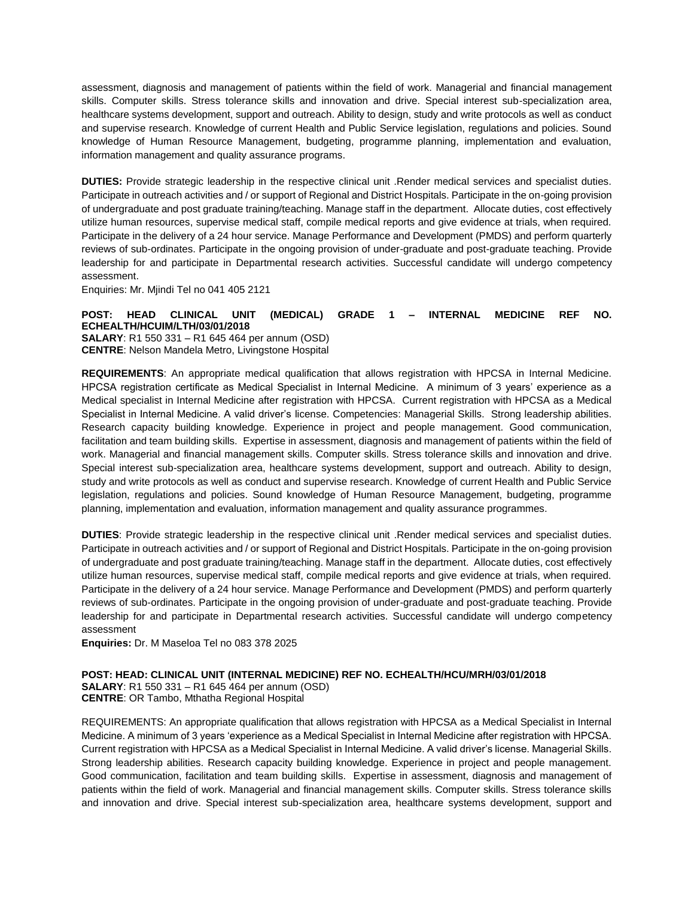assessment, diagnosis and management of patients within the field of work. Managerial and financial management skills. Computer skills. Stress tolerance skills and innovation and drive. Special interest sub-specialization area, healthcare systems development, support and outreach. Ability to design, study and write protocols as well as conduct and supervise research. Knowledge of current Health and Public Service legislation, regulations and policies. Sound knowledge of Human Resource Management, budgeting, programme planning, implementation and evaluation, information management and quality assurance programs.

**DUTIES:** Provide strategic leadership in the respective clinical unit .Render medical services and specialist duties. Participate in outreach activities and / or support of Regional and District Hospitals. Participate in the on-going provision of undergraduate and post graduate training/teaching. Manage staff in the department. Allocate duties, cost effectively utilize human resources, supervise medical staff, compile medical reports and give evidence at trials, when required. Participate in the delivery of a 24 hour service. Manage Performance and Development (PMDS) and perform quarterly reviews of sub-ordinates. Participate in the ongoing provision of under-graduate and post-graduate teaching. Provide leadership for and participate in Departmental research activities. Successful candidate will undergo competency assessment.

Enquiries: Mr. Mjindi Tel no 041 405 2121

**POST: HEAD CLINICAL UNIT (MEDICAL) GRADE 1 – INTERNAL MEDICINE REF NO. ECHEALTH/HCUIM/LTH/03/01/2018**
**SALARY**: R1 550 331 – R1 645 464 per annum (OSD)
**CENTRE**: Nelson Mandela Metro, Livingstone Hospital

**REQUIREMENTS**: An appropriate medical qualification that allows registration with HPCSA in Internal Medicine. HPCSA registration certificate as Medical Specialist in Internal Medicine. A minimum of 3 years' experience as a Medical specialist in Internal Medicine after registration with HPCSA. Current registration with HPCSA as a Medical Specialist in Internal Medicine. A valid driver's license. Competencies: Managerial Skills. Strong leadership abilities. Research capacity building knowledge. Experience in project and people management. Good communication, facilitation and team building skills. Expertise in assessment, diagnosis and management of patients within the field of work. Managerial and financial management skills. Computer skills. Stress tolerance skills and innovation and drive. Special interest sub-specialization area, healthcare systems development, support and outreach. Ability to design, study and write protocols as well as conduct and supervise research. Knowledge of current Health and Public Service legislation, regulations and policies. Sound knowledge of Human Resource Management, budgeting, programme planning, implementation and evaluation, information management and quality assurance programmes.

**DUTIES**: Provide strategic leadership in the respective clinical unit .Render medical services and specialist duties. Participate in outreach activities and / or support of Regional and District Hospitals. Participate in the on-going provision of undergraduate and post graduate training/teaching. Manage staff in the department. Allocate duties, cost effectively utilize human resources, supervise medical staff, compile medical reports and give evidence at trials, when required. Participate in the delivery of a 24 hour service. Manage Performance and Development (PMDS) and perform quarterly reviews of sub-ordinates. Participate in the ongoing provision of under-graduate and post-graduate teaching. Provide leadership for and participate in Departmental research activities. Successful candidate will undergo competency assessment

**Enquiries:** Dr. M Maseloa Tel no 083 378 2025

**POST: HEAD: CLINICAL UNIT (INTERNAL MEDICINE) REF NO. ECHEALTH/HCU/MRH/03/01/2018**
**SALARY**: R1 550 331 – R1 645 464 per annum (OSD)
**CENTRE**: OR Tambo, Mthatha Regional Hospital

REQUIREMENTS: An appropriate qualification that allows registration with HPCSA as a Medical Specialist in Internal Medicine. A minimum of 3 years 'experience as a Medical Specialist in Internal Medicine after registration with HPCSA. Current registration with HPCSA as a Medical Specialist in Internal Medicine. A valid driver's license. Managerial Skills. Strong leadership abilities. Research capacity building knowledge. Experience in project and people management. Good communication, facilitation and team building skills. Expertise in assessment, diagnosis and management of patients within the field of work. Managerial and financial management skills. Computer skills. Stress tolerance skills and innovation and drive. Special interest sub-specialization area, healthcare systems development, support and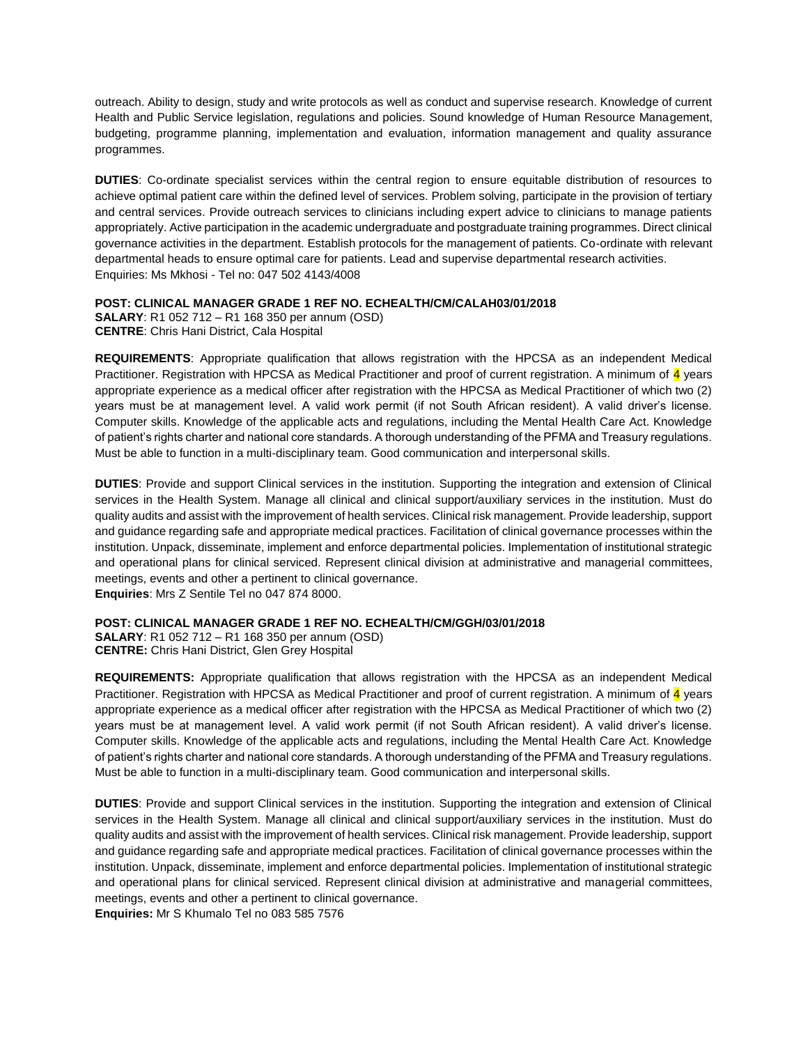outreach. Ability to design, study and write protocols as well as conduct and supervise research. Knowledge of current Health and Public Service legislation, regulations and policies. Sound knowledge of Human Resource Management, budgeting, programme planning, implementation and evaluation, information management and quality assurance programmes.

**DUTIES**: Co-ordinate specialist services within the central region to ensure equitable distribution of resources to achieve optimal patient care within the defined level of services. Problem solving, participate in the provision of tertiary and central services. Provide outreach services to clinicians including expert advice to clinicians to manage patients appropriately. Active participation in the academic undergraduate and postgraduate training programmes. Direct clinical governance activities in the department. Establish protocols for the management of patients. Co-ordinate with relevant departmental heads to ensure optimal care for patients. Lead and supervise departmental research activities.
Enquiries: Ms Mkhosi - Tel no: 047 502 4143/4008

**POST: CLINICAL MANAGER GRADE 1 REF NO. ECHEALTH/CM/CALAH03/01/2018**
**SALARY**: R1 052 712 – R1 168 350 per annum (OSD)
**CENTRE**: Chris Hani District, Cala Hospital

**REQUIREMENTS**: Appropriate qualification that allows registration with the HPCSA as an independent Medical Practitioner. Registration with HPCSA as Medical Practitioner and proof of current registration. A minimum of 4 years appropriate experience as a medical officer after registration with the HPCSA as Medical Practitioner of which two (2) years must be at management level. A valid work permit (if not South African resident). A valid driver's license. Computer skills. Knowledge of the applicable acts and regulations, including the Mental Health Care Act. Knowledge of patient's rights charter and national core standards. A thorough understanding of the PFMA and Treasury regulations. Must be able to function in a multi-disciplinary team. Good communication and interpersonal skills.

**DUTIES**: Provide and support Clinical services in the institution. Supporting the integration and extension of Clinical services in the Health System. Manage all clinical and clinical support/auxiliary services in the institution. Must do quality audits and assist with the improvement of health services. Clinical risk management. Provide leadership, support and guidance regarding safe and appropriate medical practices. Facilitation of clinical governance processes within the institution. Unpack, disseminate, implement and enforce departmental policies. Implementation of institutional strategic and operational plans for clinical serviced. Represent clinical division at administrative and managerial committees, meetings, events and other a pertinent to clinical governance.
**Enquiries**: Mrs Z Sentile Tel no 047 874 8000.

**POST: CLINICAL MANAGER GRADE 1 REF NO. ECHEALTH/CM/GGH/03/01/2018**
**SALARY**: R1 052 712 – R1 168 350 per annum (OSD)
**CENTRE:** Chris Hani District, Glen Grey Hospital

**REQUIREMENTS:** Appropriate qualification that allows registration with the HPCSA as an independent Medical Practitioner. Registration with HPCSA as Medical Practitioner and proof of current registration. A minimum of 4 years appropriate experience as a medical officer after registration with the HPCSA as Medical Practitioner of which two (2) years must be at management level. A valid work permit (if not South African resident). A valid driver's license. Computer skills. Knowledge of the applicable acts and regulations, including the Mental Health Care Act. Knowledge of patient's rights charter and national core standards. A thorough understanding of the PFMA and Treasury regulations. Must be able to function in a multi-disciplinary team. Good communication and interpersonal skills.

**DUTIES**: Provide and support Clinical services in the institution. Supporting the integration and extension of Clinical services in the Health System. Manage all clinical and clinical support/auxiliary services in the institution. Must do quality audits and assist with the improvement of health services. Clinical risk management. Provide leadership, support and guidance regarding safe and appropriate medical practices. Facilitation of clinical governance processes within the institution. Unpack, disseminate, implement and enforce departmental policies. Implementation of institutional strategic and operational plans for clinical serviced. Represent clinical division at administrative and managerial committees, meetings, events and other a pertinent to clinical governance.
**Enquiries:** Mr S Khumalo Tel no 083 585 7576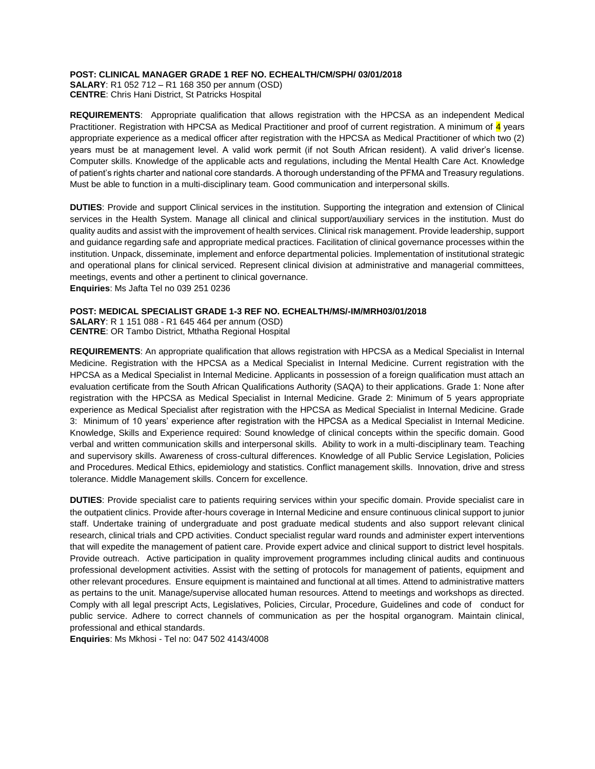**POST: CLINICAL MANAGER GRADE 1 REF NO. ECHEALTH/CM/SPH/ 03/01/2018**
**SALARY**: R1 052 712 – R1 168 350 per annum (OSD)
**CENTRE**: Chris Hani District, St Patricks Hospital

**REQUIREMENTS**: Appropriate qualification that allows registration with the HPCSA as an independent Medical Practitioner. Registration with HPCSA as Medical Practitioner and proof of current registration. A minimum of 4 years appropriate experience as a medical officer after registration with the HPCSA as Medical Practitioner of which two (2) years must be at management level. A valid work permit (if not South African resident). A valid driver's license. Computer skills. Knowledge of the applicable acts and regulations, including the Mental Health Care Act. Knowledge of patient's rights charter and national core standards. A thorough understanding of the PFMA and Treasury regulations. Must be able to function in a multi-disciplinary team. Good communication and interpersonal skills.

**DUTIES**: Provide and support Clinical services in the institution. Supporting the integration and extension of Clinical services in the Health System. Manage all clinical and clinical support/auxiliary services in the institution. Must do quality audits and assist with the improvement of health services. Clinical risk management. Provide leadership, support and guidance regarding safe and appropriate medical practices. Facilitation of clinical governance processes within the institution. Unpack, disseminate, implement and enforce departmental policies. Implementation of institutional strategic and operational plans for clinical serviced. Represent clinical division at administrative and managerial committees, meetings, events and other a pertinent to clinical governance.
**Enquiries**: Ms Jafta Tel no 039 251 0236

**POST: MEDICAL SPECIALIST GRADE 1-3 REF NO. ECHEALTH/MS/-IM/MRH03/01/2018**
**SALARY**: R 1 151 088 - R1 645 464 per annum (OSD)
**CENTRE**: OR Tambo District, Mthatha Regional Hospital

**REQUIREMENTS**: An appropriate qualification that allows registration with HPCSA as a Medical Specialist in Internal Medicine. Registration with the HPCSA as a Medical Specialist in Internal Medicine. Current registration with the HPCSA as a Medical Specialist in Internal Medicine. Applicants in possession of a foreign qualification must attach an evaluation certificate from the South African Qualifications Authority (SAQA) to their applications. Grade 1: None after registration with the HPCSA as Medical Specialist in Internal Medicine. Grade 2: Minimum of 5 years appropriate experience as Medical Specialist after registration with the HPCSA as Medical Specialist in Internal Medicine. Grade 3: Minimum of 10 years' experience after registration with the HPCSA as a Medical Specialist in Internal Medicine. Knowledge, Skills and Experience required: Sound knowledge of clinical concepts within the specific domain. Good verbal and written communication skills and interpersonal skills. Ability to work in a multi-disciplinary team. Teaching and supervisory skills. Awareness of cross-cultural differences. Knowledge of all Public Service Legislation, Policies and Procedures. Medical Ethics, epidemiology and statistics. Conflict management skills. Innovation, drive and stress tolerance. Middle Management skills. Concern for excellence.

**DUTIES**: Provide specialist care to patients requiring services within your specific domain. Provide specialist care in the outpatient clinics. Provide after-hours coverage in Internal Medicine and ensure continuous clinical support to junior staff. Undertake training of undergraduate and post graduate medical students and also support relevant clinical research, clinical trials and CPD activities. Conduct specialist regular ward rounds and administer expert interventions that will expedite the management of patient care. Provide expert advice and clinical support to district level hospitals. Provide outreach. Active participation in quality improvement programmes including clinical audits and continuous professional development activities. Assist with the setting of protocols for management of patients, equipment and other relevant procedures. Ensure equipment is maintained and functional at all times. Attend to administrative matters as pertains to the unit. Manage/supervise allocated human resources. Attend to meetings and workshops as directed. Comply with all legal prescript Acts, Legislatives, Policies, Circular, Procedure, Guidelines and code of conduct for public service. Adhere to correct channels of communication as per the hospital organogram. Maintain clinical, professional and ethical standards.
**Enquiries**: Ms Mkhosi - Tel no: 047 502 4143/4008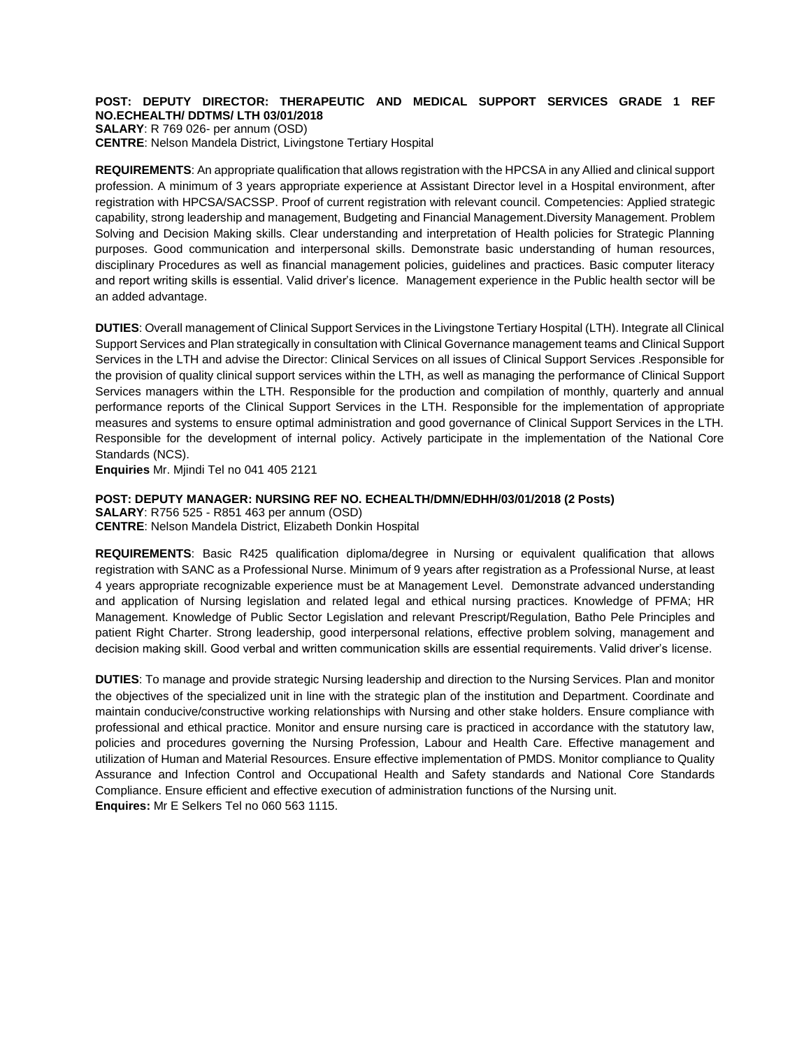**POST: DEPUTY DIRECTOR: THERAPEUTIC AND MEDICAL SUPPORT SERVICES GRADE 1 REF NO.ECHEALTH/ DDTMS/ LTH 03/01/2018**
**SALARY**: R 769 026- per annum (OSD)
**CENTRE**: Nelson Mandela District, Livingstone Tertiary Hospital

**REQUIREMENTS**: An appropriate qualification that allows registration with the HPCSA in any Allied and clinical support profession. A minimum of 3 years appropriate experience at Assistant Director level in a Hospital environment, after registration with HPCSA/SACSSP. Proof of current registration with relevant council. Competencies: Applied strategic capability, strong leadership and management, Budgeting and Financial Management.Diversity Management. Problem Solving and Decision Making skills. Clear understanding and interpretation of Health policies for Strategic Planning purposes. Good communication and interpersonal skills. Demonstrate basic understanding of human resources, disciplinary Procedures as well as financial management policies, guidelines and practices. Basic computer literacy and report writing skills is essential. Valid driver's licence. Management experience in the Public health sector will be an added advantage.

**DUTIES**: Overall management of Clinical Support Services in the Livingstone Tertiary Hospital (LTH). Integrate all Clinical Support Services and Plan strategically in consultation with Clinical Governance management teams and Clinical Support Services in the LTH and advise the Director: Clinical Services on all issues of Clinical Support Services .Responsible for the provision of quality clinical support services within the LTH, as well as managing the performance of Clinical Support Services managers within the LTH. Responsible for the production and compilation of monthly, quarterly and annual performance reports of the Clinical Support Services in the LTH. Responsible for the implementation of appropriate measures and systems to ensure optimal administration and good governance of Clinical Support Services in the LTH. Responsible for the development of internal policy. Actively participate in the implementation of the National Core Standards (NCS).
**Enquiries** Mr. Mjindi Tel no 041 405 2121

**POST: DEPUTY MANAGER: NURSING REF NO. ECHEALTH/DMN/EDHH/03/01/2018 (2 Posts)**
**SALARY**: R756 525 - R851 463 per annum (OSD)
**CENTRE**: Nelson Mandela District, Elizabeth Donkin Hospital

**REQUIREMENTS**: Basic R425 qualification diploma/degree in Nursing or equivalent qualification that allows registration with SANC as a Professional Nurse. Minimum of 9 years after registration as a Professional Nurse, at least 4 years appropriate recognizable experience must be at Management Level. Demonstrate advanced understanding and application of Nursing legislation and related legal and ethical nursing practices. Knowledge of PFMA; HR Management. Knowledge of Public Sector Legislation and relevant Prescript/Regulation, Batho Pele Principles and patient Right Charter. Strong leadership, good interpersonal relations, effective problem solving, management and decision making skill. Good verbal and written communication skills are essential requirements. Valid driver's license.

**DUTIES**: To manage and provide strategic Nursing leadership and direction to the Nursing Services. Plan and monitor the objectives of the specialized unit in line with the strategic plan of the institution and Department. Coordinate and maintain conducive/constructive working relationships with Nursing and other stake holders. Ensure compliance with professional and ethical practice. Monitor and ensure nursing care is practiced in accordance with the statutory law, policies and procedures governing the Nursing Profession, Labour and Health Care. Effective management and utilization of Human and Material Resources. Ensure effective implementation of PMDS. Monitor compliance to Quality Assurance and Infection Control and Occupational Health and Safety standards and National Core Standards Compliance. Ensure efficient and effective execution of administration functions of the Nursing unit.
**Enquires:** Mr E Selkers Tel no 060 563 1115.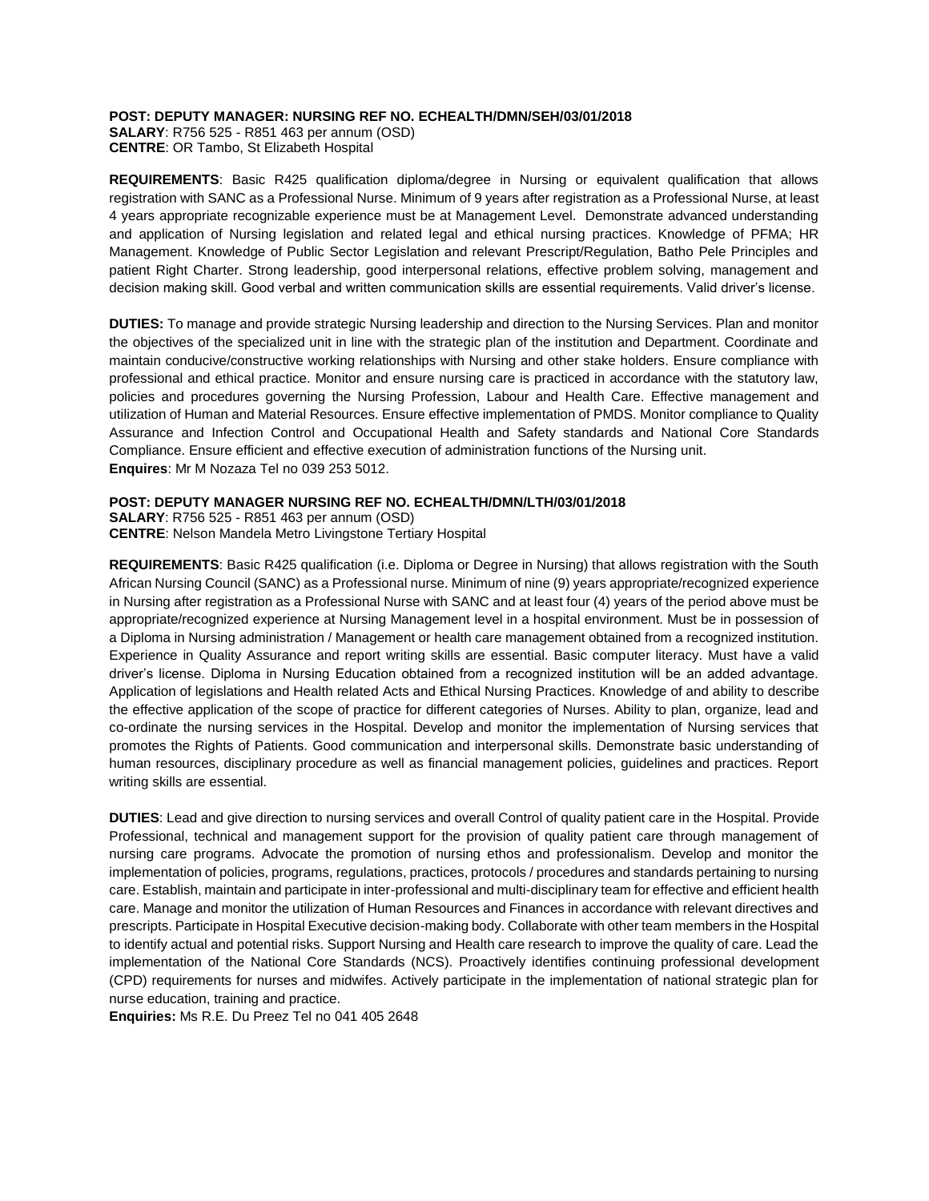**POST: DEPUTY MANAGER: NURSING REF NO. ECHEALTH/DMN/SEH/03/01/2018**
**SALARY**: R756 525 - R851 463 per annum (OSD)
**CENTRE**: OR Tambo, St Elizabeth Hospital

**REQUIREMENTS**: Basic R425 qualification diploma/degree in Nursing or equivalent qualification that allows registration with SANC as a Professional Nurse. Minimum of 9 years after registration as a Professional Nurse, at least 4 years appropriate recognizable experience must be at Management Level. Demonstrate advanced understanding and application of Nursing legislation and related legal and ethical nursing practices. Knowledge of PFMA; HR Management. Knowledge of Public Sector Legislation and relevant Prescript/Regulation, Batho Pele Principles and patient Right Charter. Strong leadership, good interpersonal relations, effective problem solving, management and decision making skill. Good verbal and written communication skills are essential requirements. Valid driver's license.

**DUTIES:** To manage and provide strategic Nursing leadership and direction to the Nursing Services. Plan and monitor the objectives of the specialized unit in line with the strategic plan of the institution and Department. Coordinate and maintain conducive/constructive working relationships with Nursing and other stake holders. Ensure compliance with professional and ethical practice. Monitor and ensure nursing care is practiced in accordance with the statutory law, policies and procedures governing the Nursing Profession, Labour and Health Care. Effective management and utilization of Human and Material Resources. Ensure effective implementation of PMDS. Monitor compliance to Quality Assurance and Infection Control and Occupational Health and Safety standards and National Core Standards Compliance. Ensure efficient and effective execution of administration functions of the Nursing unit.
**Enquires**: Mr M Nozaza Tel no 039 253 5012.

**POST: DEPUTY MANAGER NURSING REF NO. ECHEALTH/DMN/LTH/03/01/2018**
**SALARY**: R756 525 - R851 463 per annum (OSD)
**CENTRE**: Nelson Mandela Metro Livingstone Tertiary Hospital

**REQUIREMENTS**: Basic R425 qualification (i.e. Diploma or Degree in Nursing) that allows registration with the South African Nursing Council (SANC) as a Professional nurse. Minimum of nine (9) years appropriate/recognized experience in Nursing after registration as a Professional Nurse with SANC and at least four (4) years of the period above must be appropriate/recognized experience at Nursing Management level in a hospital environment. Must be in possession of a Diploma in Nursing administration / Management or health care management obtained from a recognized institution. Experience in Quality Assurance and report writing skills are essential. Basic computer literacy. Must have a valid driver's license. Diploma in Nursing Education obtained from a recognized institution will be an added advantage. Application of legislations and Health related Acts and Ethical Nursing Practices. Knowledge of and ability to describe the effective application of the scope of practice for different categories of Nurses. Ability to plan, organize, lead and co-ordinate the nursing services in the Hospital. Develop and monitor the implementation of Nursing services that promotes the Rights of Patients. Good communication and interpersonal skills. Demonstrate basic understanding of human resources, disciplinary procedure as well as financial management policies, guidelines and practices. Report writing skills are essential.

**DUTIES**: Lead and give direction to nursing services and overall Control of quality patient care in the Hospital. Provide Professional, technical and management support for the provision of quality patient care through management of nursing care programs. Advocate the promotion of nursing ethos and professionalism. Develop and monitor the implementation of policies, programs, regulations, practices, protocols / procedures and standards pertaining to nursing care. Establish, maintain and participate in inter-professional and multi-disciplinary team for effective and efficient health care. Manage and monitor the utilization of Human Resources and Finances in accordance with relevant directives and prescripts. Participate in Hospital Executive decision-making body. Collaborate with other team members in the Hospital to identify actual and potential risks. Support Nursing and Health care research to improve the quality of care. Lead the implementation of the National Core Standards (NCS). Proactively identifies continuing professional development (CPD) requirements for nurses and midwifes. Actively participate in the implementation of national strategic plan for nurse education, training and practice.
**Enquiries:** Ms R.E. Du Preez Tel no 041 405 2648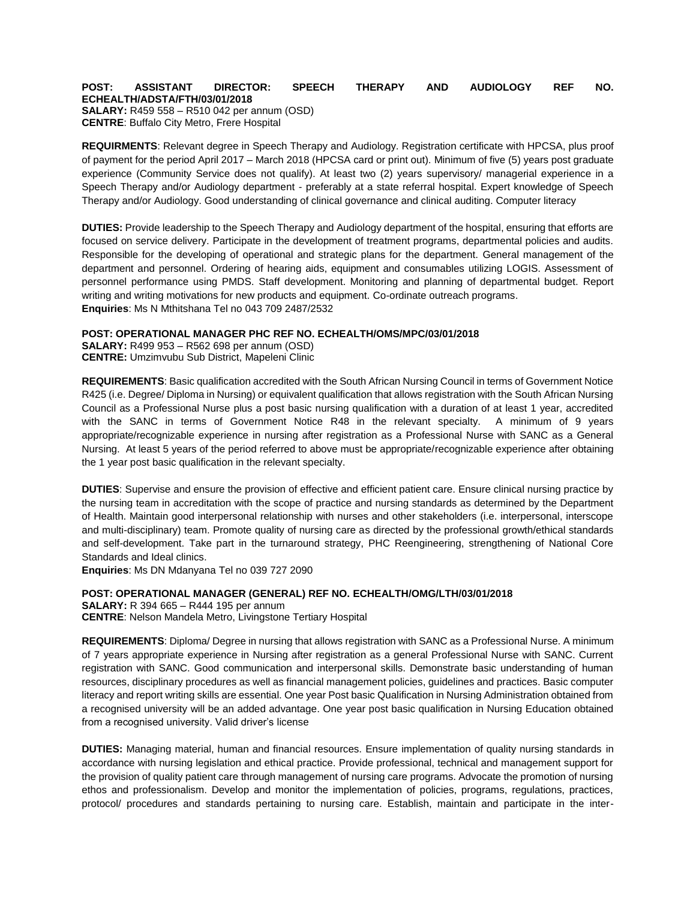**POST: ASSISTANT DIRECTOR: SPEECH THERAPY AND AUDIOLOGY REF NO. ECHEALTH/ADSTA/FTH/03/01/2018**
**SALARY:** R459 558 – R510 042 per annum (OSD)
**CENTRE**: Buffalo City Metro, Frere Hospital

**REQUIRMENTS**: Relevant degree in Speech Therapy and Audiology. Registration certificate with HPCSA, plus proof of payment for the period April 2017 – March 2018 (HPCSA card or print out). Minimum of five (5) years post graduate experience (Community Service does not qualify). At least two (2) years supervisory/ managerial experience in a Speech Therapy and/or Audiology department - preferably at a state referral hospital. Expert knowledge of Speech Therapy and/or Audiology. Good understanding of clinical governance and clinical auditing. Computer literacy

**DUTIES:** Provide leadership to the Speech Therapy and Audiology department of the hospital, ensuring that efforts are focused on service delivery. Participate in the development of treatment programs, departmental policies and audits. Responsible for the developing of operational and strategic plans for the department. General management of the department and personnel. Ordering of hearing aids, equipment and consumables utilizing LOGIS. Assessment of personnel performance using PMDS. Staff development. Monitoring and planning of departmental budget. Report writing and writing motivations for new products and equipment. Co-ordinate outreach programs.
**Enquiries**: Ms N Mthitshana Tel no 043 709 2487/2532

**POST: OPERATIONAL MANAGER PHC REF NO. ECHEALTH/OMS/MPC/03/01/2018**
**SALARY:** R499 953 – R562 698 per annum (OSD)
**CENTRE:** Umzimvubu Sub District, Mapeleni Clinic

**REQUIREMENTS**: Basic qualification accredited with the South African Nursing Council in terms of Government Notice R425 (i.e. Degree/ Diploma in Nursing) or equivalent qualification that allows registration with the South African Nursing Council as a Professional Nurse plus a post basic nursing qualification with a duration of at least 1 year, accredited with the SANC in terms of Government Notice R48 in the relevant specialty. A minimum of 9 years appropriate/recognizable experience in nursing after registration as a Professional Nurse with SANC as a General Nursing. At least 5 years of the period referred to above must be appropriate/recognizable experience after obtaining the 1 year post basic qualification in the relevant specialty.

**DUTIES**: Supervise and ensure the provision of effective and efficient patient care. Ensure clinical nursing practice by the nursing team in accreditation with the scope of practice and nursing standards as determined by the Department of Health. Maintain good interpersonal relationship with nurses and other stakeholders (i.e. interpersonal, interscope and multi-disciplinary) team. Promote quality of nursing care as directed by the professional growth/ethical standards and self-development. Take part in the turnaround strategy, PHC Reengineering, strengthening of National Core Standards and Ideal clinics.
**Enquiries**: Ms DN Mdanyana Tel no 039 727 2090

**POST: OPERATIONAL MANAGER (GENERAL) REF NO. ECHEALTH/OMG/LTH/03/01/2018**
**SALARY:** R 394 665 – R444 195 per annum
**CENTRE**: Nelson Mandela Metro, Livingstone Tertiary Hospital

**REQUIREMENTS**: Diploma/ Degree in nursing that allows registration with SANC as a Professional Nurse. A minimum of 7 years appropriate experience in Nursing after registration as a general Professional Nurse with SANC. Current registration with SANC. Good communication and interpersonal skills. Demonstrate basic understanding of human resources, disciplinary procedures as well as financial management policies, guidelines and practices. Basic computer literacy and report writing skills are essential. One year Post basic Qualification in Nursing Administration obtained from a recognised university will be an added advantage. One year post basic qualification in Nursing Education obtained from a recognised university. Valid driver's license

**DUTIES:** Managing material, human and financial resources. Ensure implementation of quality nursing standards in accordance with nursing legislation and ethical practice. Provide professional, technical and management support for the provision of quality patient care through management of nursing care programs. Advocate the promotion of nursing ethos and professionalism. Develop and monitor the implementation of policies, programs, regulations, practices, protocol/ procedures and standards pertaining to nursing care. Establish, maintain and participate in the inter-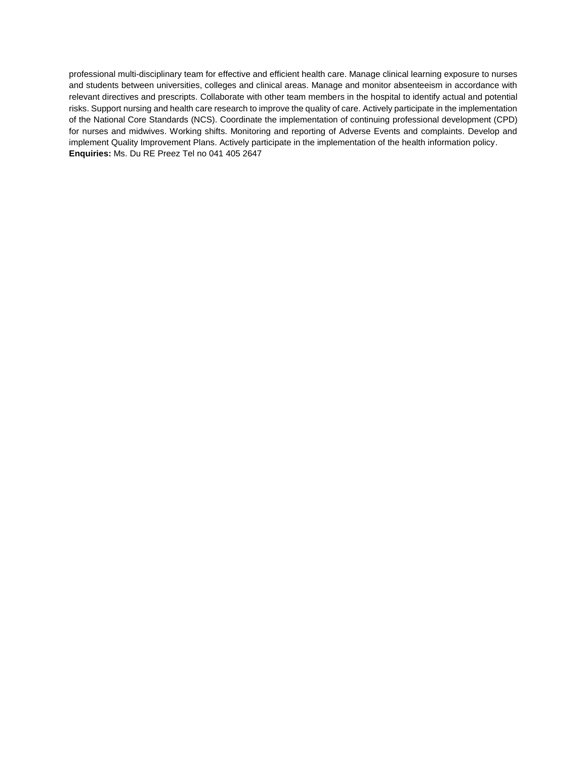professional multi-disciplinary team for effective and efficient health care. Manage clinical learning exposure to nurses and students between universities, colleges and clinical areas. Manage and monitor absenteeism in accordance with relevant directives and prescripts. Collaborate with other team members in the hospital to identify actual and potential risks. Support nursing and health care research to improve the quality of care. Actively participate in the implementation of the National Core Standards (NCS). Coordinate the implementation of continuing professional development (CPD) for nurses and midwives. Working shifts. Monitoring and reporting of Adverse Events and complaints. Develop and implement Quality Improvement Plans. Actively participate in the implementation of the health information policy.

**Enquiries:** Ms. Du RE Preez Tel no 041 405 2647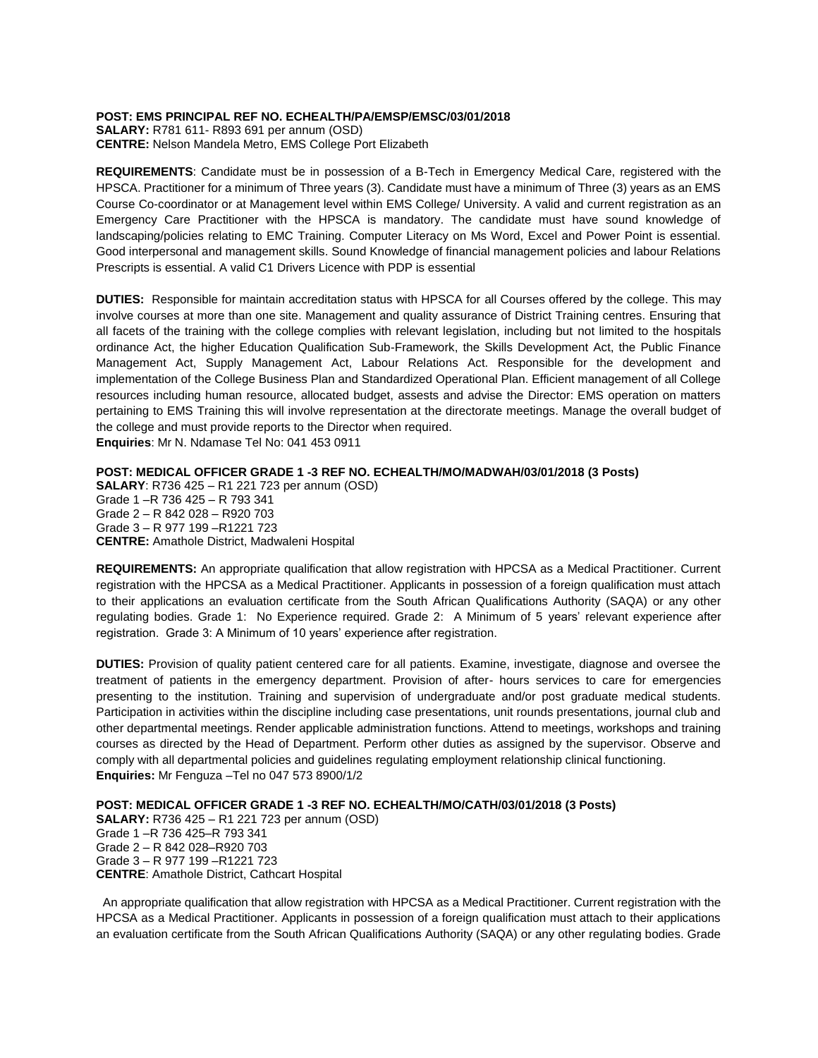**POST: EMS PRINCIPAL REF NO. ECHEALTH/PA/EMSP/EMSC/03/01/2018**
**SALARY:** R781 611- R893 691 per annum (OSD)
**CENTRE:** Nelson Mandela Metro, EMS College Port Elizabeth

**REQUIREMENTS**: Candidate must be in possession of a B-Tech in Emergency Medical Care, registered with the HPSCA. Practitioner for a minimum of Three years (3). Candidate must have a minimum of Three (3) years as an EMS Course Co-coordinator or at Management level within EMS College/ University. A valid and current registration as an Emergency Care Practitioner with the HPSCA is mandatory. The candidate must have sound knowledge of landscaping/policies relating to EMC Training. Computer Literacy on Ms Word, Excel and Power Point is essential. Good interpersonal and management skills. Sound Knowledge of financial management policies and labour Relations Prescripts is essential. A valid C1 Drivers Licence with PDP is essential

**DUTIES:** Responsible for maintain accreditation status with HPSCA for all Courses offered by the college. This may involve courses at more than one site. Management and quality assurance of District Training centres. Ensuring that all facets of the training with the college complies with relevant legislation, including but not limited to the hospitals ordinance Act, the higher Education Qualification Sub-Framework, the Skills Development Act, the Public Finance Management Act, Supply Management Act, Labour Relations Act. Responsible for the development and implementation of the College Business Plan and Standardized Operational Plan. Efficient management of all College resources including human resource, allocated budget, assests and advise the Director: EMS operation on matters pertaining to EMS Training this will involve representation at the directorate meetings. Manage the overall budget of the college and must provide reports to the Director when required.
**Enquiries**: Mr N. Ndamase Tel No: 041 453 0911

**POST: MEDICAL OFFICER GRADE 1 -3 REF NO. ECHEALTH/MO/MADWAH/03/01/2018 (3 Posts)**
**SALARY**: R736 425 – R1 221 723 per annum (OSD)
Grade 1 –R 736 425 – R 793 341
Grade 2 – R 842 028 – R920 703
Grade 3 – R 977 199 –R1221 723
**CENTRE:** Amathole District, Madwaleni Hospital

**REQUIREMENTS:** An appropriate qualification that allow registration with HPCSA as a Medical Practitioner. Current registration with the HPCSA as a Medical Practitioner. Applicants in possession of a foreign qualification must attach to their applications an evaluation certificate from the South African Qualifications Authority (SAQA) or any other regulating bodies. Grade 1: No Experience required. Grade 2: A Minimum of 5 years' relevant experience after registration. Grade 3: A Minimum of 10 years' experience after registration.

**DUTIES:** Provision of quality patient centered care for all patients. Examine, investigate, diagnose and oversee the treatment of patients in the emergency department. Provision of after- hours services to care for emergencies presenting to the institution. Training and supervision of undergraduate and/or post graduate medical students. Participation in activities within the discipline including case presentations, unit rounds presentations, journal club and other departmental meetings. Render applicable administration functions. Attend to meetings, workshops and training courses as directed by the Head of Department. Perform other duties as assigned by the supervisor. Observe and comply with all departmental policies and guidelines regulating employment relationship clinical functioning.
**Enquiries:** Mr Fenguza –Tel no 047 573 8900/1/2

**POST: MEDICAL OFFICER GRADE 1 -3 REF NO. ECHEALTH/MO/CATH/03/01/2018 (3 Posts)**
**SALARY:** R736 425 – R1 221 723 per annum (OSD)
Grade 1 –R 736 425–R 793 341
Grade 2 – R 842 028–R920 703
Grade 3 – R 977 199 –R1221 723
**CENTRE**: Amathole District, Cathcart Hospital

An appropriate qualification that allow registration with HPCSA as a Medical Practitioner. Current registration with the HPCSA as a Medical Practitioner. Applicants in possession of a foreign qualification must attach to their applications an evaluation certificate from the South African Qualifications Authority (SAQA) or any other regulating bodies. Grade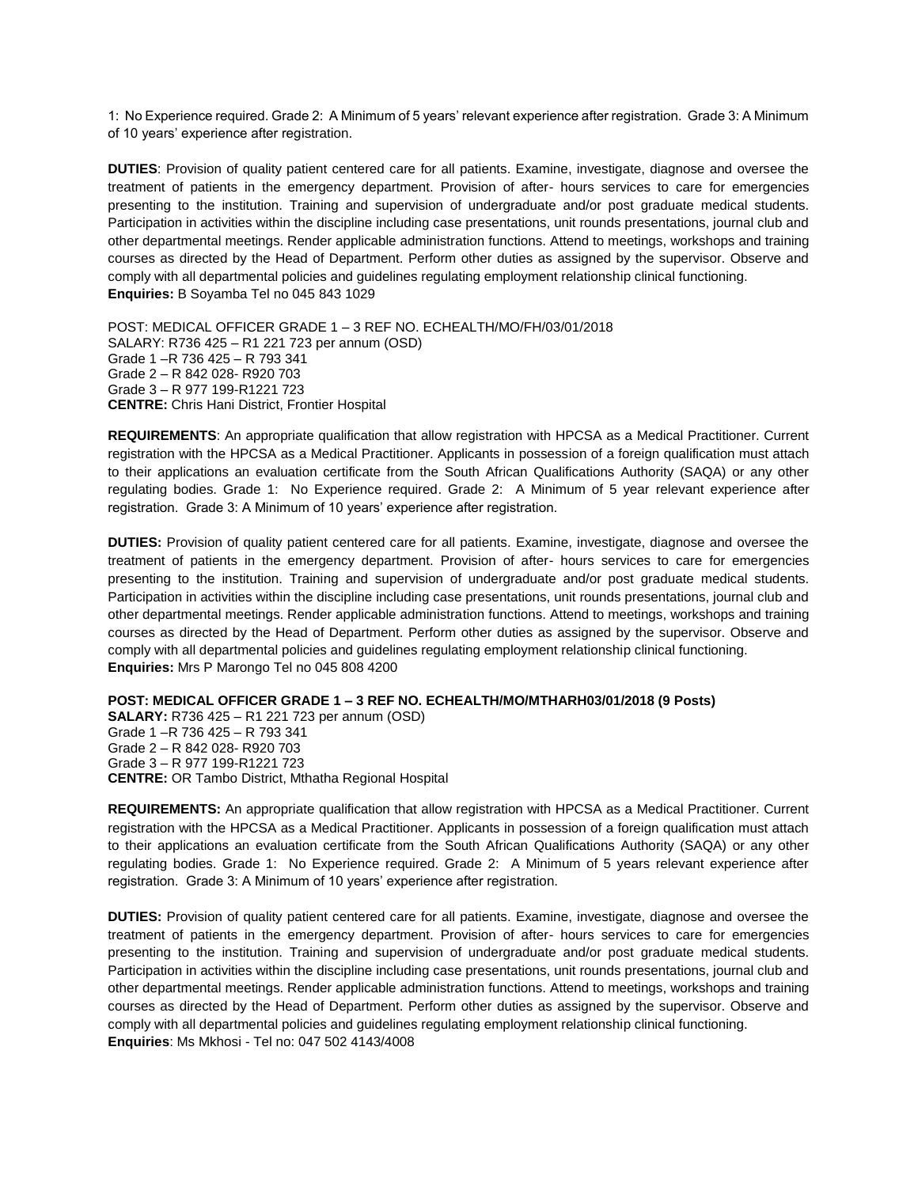1: No Experience required. Grade 2: A Minimum of 5 years' relevant experience after registration. Grade 3: A Minimum of 10 years' experience after registration.

**DUTIES**: Provision of quality patient centered care for all patients. Examine, investigate, diagnose and oversee the treatment of patients in the emergency department. Provision of after- hours services to care for emergencies presenting to the institution. Training and supervision of undergraduate and/or post graduate medical students. Participation in activities within the discipline including case presentations, unit rounds presentations, journal club and other departmental meetings. Render applicable administration functions. Attend to meetings, workshops and training courses as directed by the Head of Department. Perform other duties as assigned by the supervisor. Observe and comply with all departmental policies and guidelines regulating employment relationship clinical functioning.
**Enquiries:** B Soyamba Tel no 045 843 1029

POST: MEDICAL OFFICER GRADE 1 – 3 REF NO. ECHEALTH/MO/FH/03/01/2018
SALARY: R736 425 – R1 221 723 per annum (OSD)
Grade 1 –R 736 425 – R 793 341
Grade 2 – R 842 028- R920 703
Grade 3 – R 977 199-R1221 723
**CENTRE:** Chris Hani District, Frontier Hospital

**REQUIREMENTS**: An appropriate qualification that allow registration with HPCSA as a Medical Practitioner. Current registration with the HPCSA as a Medical Practitioner. Applicants in possession of a foreign qualification must attach to their applications an evaluation certificate from the South African Qualifications Authority (SAQA) or any other regulating bodies. Grade 1: No Experience required. Grade 2: A Minimum of 5 year relevant experience after registration. Grade 3: A Minimum of 10 years' experience after registration.

**DUTIES:** Provision of quality patient centered care for all patients. Examine, investigate, diagnose and oversee the treatment of patients in the emergency department. Provision of after- hours services to care for emergencies presenting to the institution. Training and supervision of undergraduate and/or post graduate medical students. Participation in activities within the discipline including case presentations, unit rounds presentations, journal club and other departmental meetings. Render applicable administration functions. Attend to meetings, workshops and training courses as directed by the Head of Department. Perform other duties as assigned by the supervisor. Observe and comply with all departmental policies and guidelines regulating employment relationship clinical functioning.
**Enquiries:** Mrs P Marongo Tel no 045 808 4200

**POST: MEDICAL OFFICER GRADE 1 – 3 REF NO. ECHEALTH/MO/MTHARH03/01/2018 (9 Posts)**
**SALARY:** R736 425 – R1 221 723 per annum (OSD)
Grade 1 –R 736 425 – R 793 341
Grade 2 – R 842 028- R920 703
Grade 3 – R 977 199-R1221 723
**CENTRE:** OR Tambo District, Mthatha Regional Hospital

**REQUIREMENTS:** An appropriate qualification that allow registration with HPCSA as a Medical Practitioner. Current registration with the HPCSA as a Medical Practitioner. Applicants in possession of a foreign qualification must attach to their applications an evaluation certificate from the South African Qualifications Authority (SAQA) or any other regulating bodies. Grade 1: No Experience required. Grade 2: A Minimum of 5 years relevant experience after registration. Grade 3: A Minimum of 10 years' experience after registration.

**DUTIES:** Provision of quality patient centered care for all patients. Examine, investigate, diagnose and oversee the treatment of patients in the emergency department. Provision of after- hours services to care for emergencies presenting to the institution. Training and supervision of undergraduate and/or post graduate medical students. Participation in activities within the discipline including case presentations, unit rounds presentations, journal club and other departmental meetings. Render applicable administration functions. Attend to meetings, workshops and training courses as directed by the Head of Department. Perform other duties as assigned by the supervisor. Observe and comply with all departmental policies and guidelines regulating employment relationship clinical functioning.
**Enquiries**: Ms Mkhosi - Tel no: 047 502 4143/4008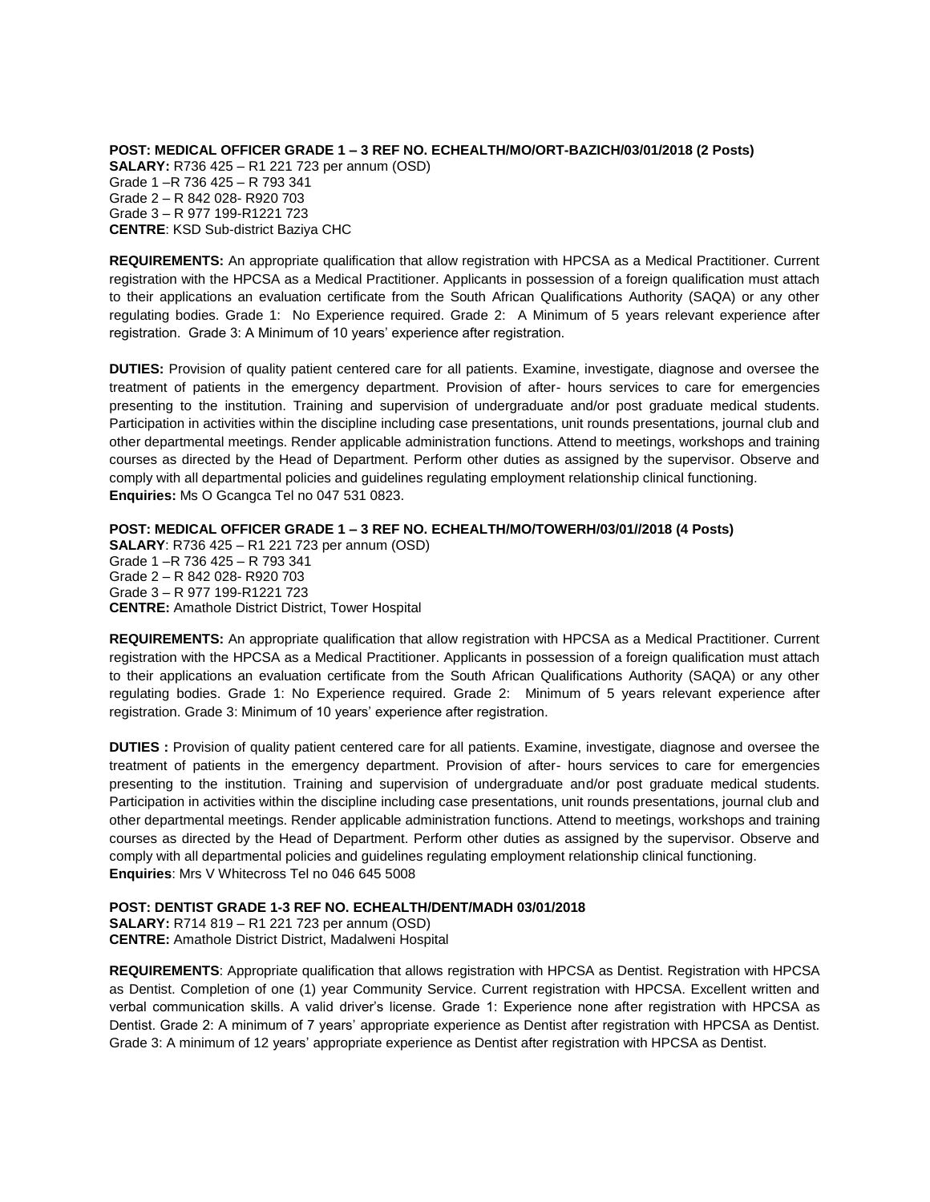**POST: MEDICAL OFFICER GRADE 1 – 3 REF NO. ECHEALTH/MO/ORT-BAZICH/03/01/2018 (2 Posts)**
**SALARY:** R736 425 – R1 221 723 per annum (OSD)
Grade 1 –R 736 425 – R 793 341
Grade 2 – R 842 028- R920 703
Grade 3 – R 977 199-R1221 723
**CENTRE**: KSD Sub-district Baziya CHC

**REQUIREMENTS:** An appropriate qualification that allow registration with HPCSA as a Medical Practitioner. Current registration with the HPCSA as a Medical Practitioner. Applicants in possession of a foreign qualification must attach to their applications an evaluation certificate from the South African Qualifications Authority (SAQA) or any other regulating bodies. Grade 1: No Experience required. Grade 2: A Minimum of 5 years relevant experience after registration. Grade 3: A Minimum of 10 years' experience after registration.

**DUTIES:** Provision of quality patient centered care for all patients. Examine, investigate, diagnose and oversee the treatment of patients in the emergency department. Provision of after- hours services to care for emergencies presenting to the institution. Training and supervision of undergraduate and/or post graduate medical students. Participation in activities within the discipline including case presentations, unit rounds presentations, journal club and other departmental meetings. Render applicable administration functions. Attend to meetings, workshops and training courses as directed by the Head of Department. Perform other duties as assigned by the supervisor. Observe and comply with all departmental policies and guidelines regulating employment relationship clinical functioning.
**Enquiries:** Ms O Gcangca Tel no 047 531 0823.

**POST: MEDICAL OFFICER GRADE 1 – 3 REF NO. ECHEALTH/MO/TOWERH/03/01//2018 (4 Posts)**
**SALARY**: R736 425 – R1 221 723 per annum (OSD)
Grade 1 –R 736 425 – R 793 341
Grade 2 – R 842 028- R920 703
Grade 3 – R 977 199-R1221 723
**CENTRE:** Amathole District District, Tower Hospital

**REQUIREMENTS:** An appropriate qualification that allow registration with HPCSA as a Medical Practitioner. Current registration with the HPCSA as a Medical Practitioner. Applicants in possession of a foreign qualification must attach to their applications an evaluation certificate from the South African Qualifications Authority (SAQA) or any other regulating bodies. Grade 1: No Experience required. Grade 2: Minimum of 5 years relevant experience after registration. Grade 3: Minimum of 10 years' experience after registration.

**DUTIES :** Provision of quality patient centered care for all patients. Examine, investigate, diagnose and oversee the treatment of patients in the emergency department. Provision of after- hours services to care for emergencies presenting to the institution. Training and supervision of undergraduate and/or post graduate medical students. Participation in activities within the discipline including case presentations, unit rounds presentations, journal club and other departmental meetings. Render applicable administration functions. Attend to meetings, workshops and training courses as directed by the Head of Department. Perform other duties as assigned by the supervisor. Observe and comply with all departmental policies and guidelines regulating employment relationship clinical functioning.
**Enquiries**: Mrs V Whitecross Tel no 046 645 5008

**POST: DENTIST GRADE 1-3 REF NO. ECHEALTH/DENT/MADH 03/01/2018**
**SALARY:** R714 819 – R1 221 723 per annum (OSD)
**CENTRE:** Amathole District District, Madalweni Hospital

**REQUIREMENTS**: Appropriate qualification that allows registration with HPCSA as Dentist. Registration with HPCSA as Dentist. Completion of one (1) year Community Service. Current registration with HPCSA. Excellent written and verbal communication skills. A valid driver's license. Grade 1: Experience none after registration with HPCSA as Dentist. Grade 2: A minimum of 7 years' appropriate experience as Dentist after registration with HPCSA as Dentist. Grade 3: A minimum of 12 years' appropriate experience as Dentist after registration with HPCSA as Dentist.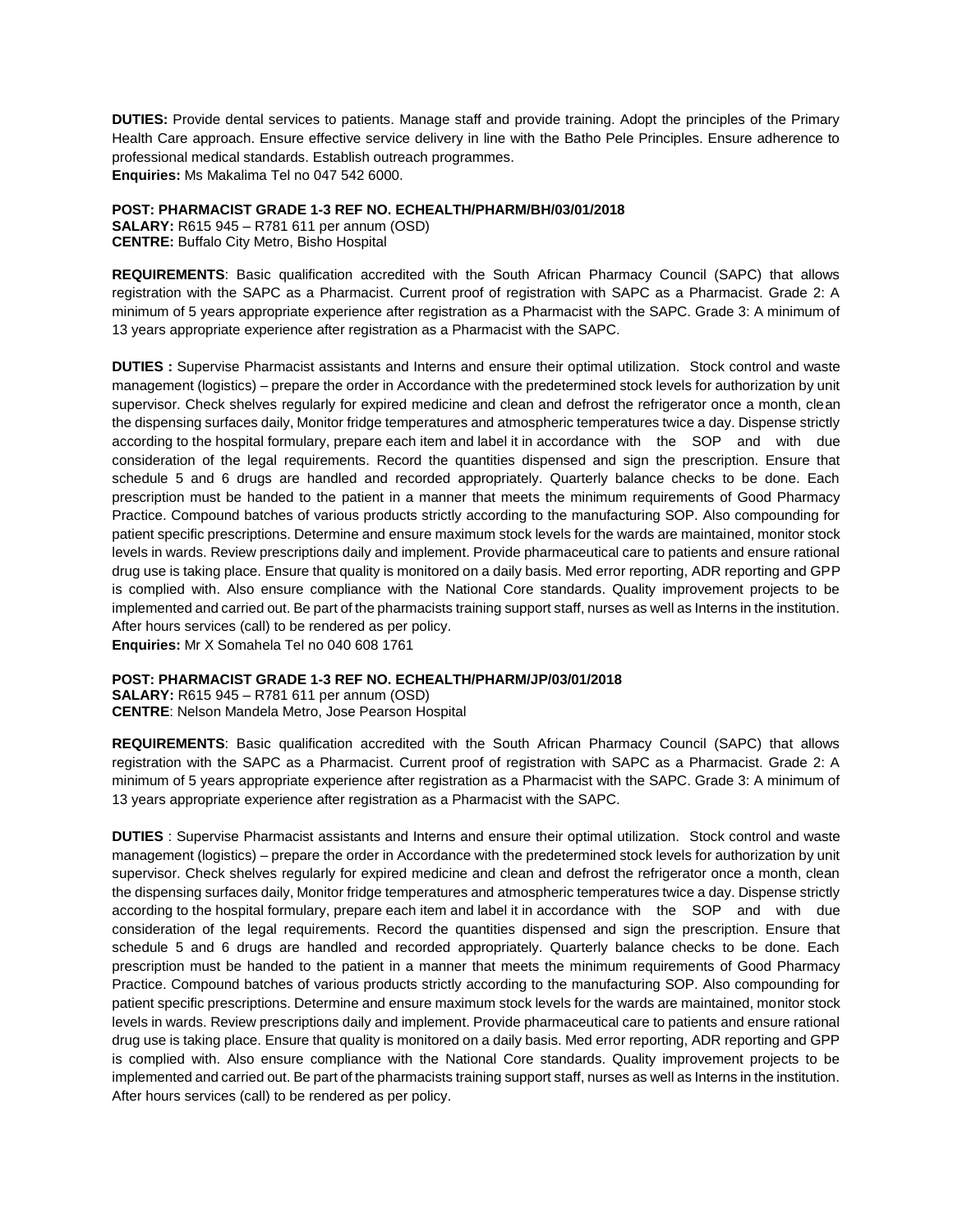**DUTIES:** Provide dental services to patients. Manage staff and provide training. Adopt the principles of the Primary Health Care approach. Ensure effective service delivery in line with the Batho Pele Principles. Ensure adherence to professional medical standards. Establish outreach programmes.
**Enquiries:** Ms Makalima Tel no 047 542 6000.

**POST: PHARMACIST GRADE 1-3 REF NO. ECHEALTH/PHARM/BH/03/01/2018**
**SALARY:** R615 945 – R781 611 per annum (OSD)
**CENTRE:** Buffalo City Metro, Bisho Hospital

**REQUIREMENTS**: Basic qualification accredited with the South African Pharmacy Council (SAPC) that allows registration with the SAPC as a Pharmacist. Current proof of registration with SAPC as a Pharmacist. Grade 2: A minimum of 5 years appropriate experience after registration as a Pharmacist with the SAPC. Grade 3: A minimum of 13 years appropriate experience after registration as a Pharmacist with the SAPC.

**DUTIES :** Supervise Pharmacist assistants and Interns and ensure their optimal utilization. Stock control and waste management (logistics) – prepare the order in Accordance with the predetermined stock levels for authorization by unit supervisor. Check shelves regularly for expired medicine and clean and defrost the refrigerator once a month, clean the dispensing surfaces daily, Monitor fridge temperatures and atmospheric temperatures twice a day. Dispense strictly according to the hospital formulary, prepare each item and label it in accordance with the SOP and with due consideration of the legal requirements. Record the quantities dispensed and sign the prescription. Ensure that schedule 5 and 6 drugs are handled and recorded appropriately. Quarterly balance checks to be done. Each prescription must be handed to the patient in a manner that meets the minimum requirements of Good Pharmacy Practice. Compound batches of various products strictly according to the manufacturing SOP. Also compounding for patient specific prescriptions. Determine and ensure maximum stock levels for the wards are maintained, monitor stock levels in wards. Review prescriptions daily and implement. Provide pharmaceutical care to patients and ensure rational drug use is taking place. Ensure that quality is monitored on a daily basis. Med error reporting, ADR reporting and GPP is complied with. Also ensure compliance with the National Core standards. Quality improvement projects to be implemented and carried out. Be part of the pharmacists training support staff, nurses as well as Interns in the institution. After hours services (call) to be rendered as per policy.
**Enquiries:** Mr X Somahela Tel no 040 608 1761

**POST: PHARMACIST GRADE 1-3 REF NO. ECHEALTH/PHARM/JP/03/01/2018**
**SALARY:** R615 945 – R781 611 per annum (OSD)
**CENTRE**: Nelson Mandela Metro, Jose Pearson Hospital

**REQUIREMENTS**: Basic qualification accredited with the South African Pharmacy Council (SAPC) that allows registration with the SAPC as a Pharmacist. Current proof of registration with SAPC as a Pharmacist. Grade 2: A minimum of 5 years appropriate experience after registration as a Pharmacist with the SAPC. Grade 3: A minimum of 13 years appropriate experience after registration as a Pharmacist with the SAPC.

**DUTIES** : Supervise Pharmacist assistants and Interns and ensure their optimal utilization. Stock control and waste management (logistics) – prepare the order in Accordance with the predetermined stock levels for authorization by unit supervisor. Check shelves regularly for expired medicine and clean and defrost the refrigerator once a month, clean the dispensing surfaces daily, Monitor fridge temperatures and atmospheric temperatures twice a day. Dispense strictly according to the hospital formulary, prepare each item and label it in accordance with the SOP and with due consideration of the legal requirements. Record the quantities dispensed and sign the prescription. Ensure that schedule 5 and 6 drugs are handled and recorded appropriately. Quarterly balance checks to be done. Each prescription must be handed to the patient in a manner that meets the minimum requirements of Good Pharmacy Practice. Compound batches of various products strictly according to the manufacturing SOP. Also compounding for patient specific prescriptions. Determine and ensure maximum stock levels for the wards are maintained, monitor stock levels in wards. Review prescriptions daily and implement. Provide pharmaceutical care to patients and ensure rational drug use is taking place. Ensure that quality is monitored on a daily basis. Med error reporting, ADR reporting and GPP is complied with. Also ensure compliance with the National Core standards. Quality improvement projects to be implemented and carried out. Be part of the pharmacists training support staff, nurses as well as Interns in the institution. After hours services (call) to be rendered as per policy.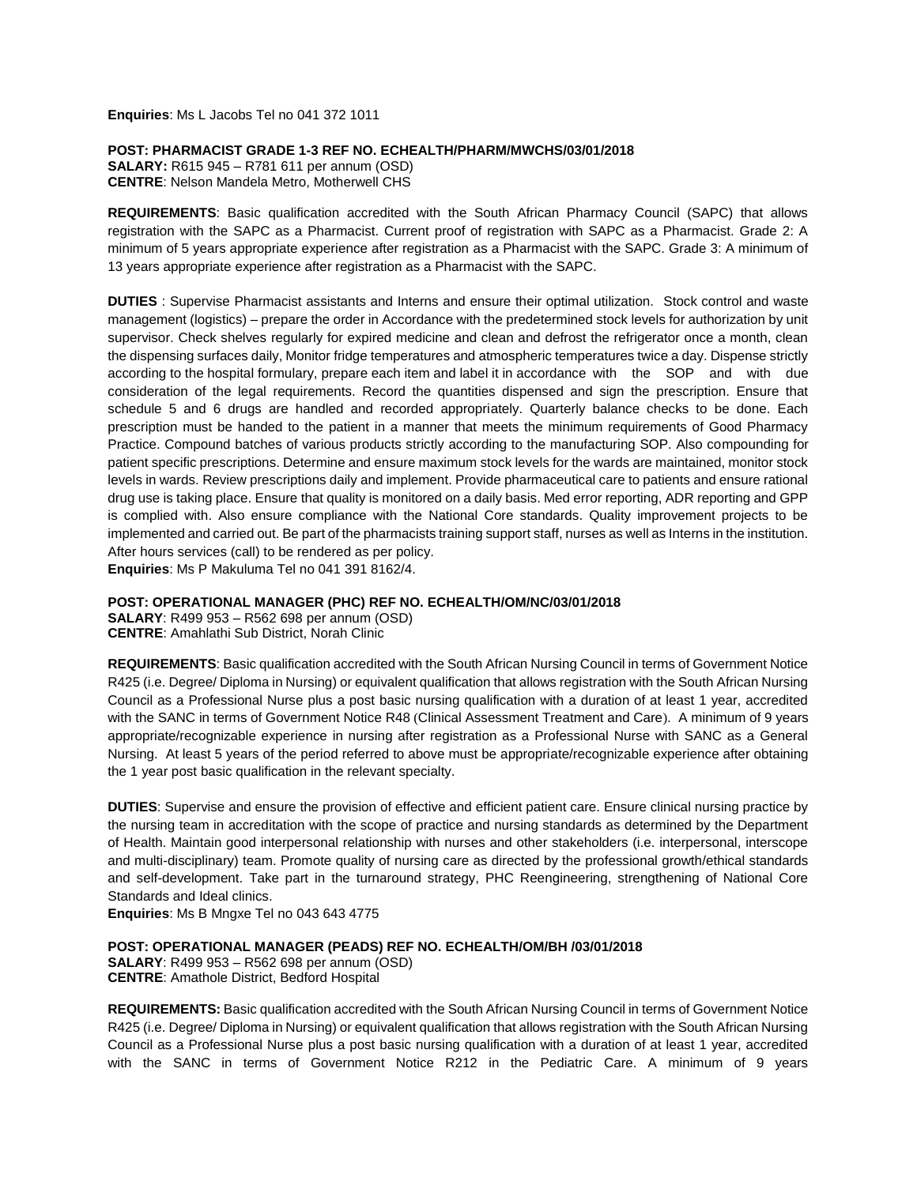**Enquiries**: Ms L Jacobs Tel no 041 372 1011

**POST: PHARMACIST GRADE 1-3 REF NO. ECHEALTH/PHARM/MWCHS/03/01/2018**
**SALARY:** R615 945 – R781 611 per annum (OSD)
**CENTRE**: Nelson Mandela Metro, Motherwell CHS

**REQUIREMENTS**: Basic qualification accredited with the South African Pharmacy Council (SAPC) that allows registration with the SAPC as a Pharmacist. Current proof of registration with SAPC as a Pharmacist. Grade 2: A minimum of 5 years appropriate experience after registration as a Pharmacist with the SAPC. Grade 3: A minimum of 13 years appropriate experience after registration as a Pharmacist with the SAPC.

**DUTIES** : Supervise Pharmacist assistants and Interns and ensure their optimal utilization. Stock control and waste management (logistics) – prepare the order in Accordance with the predetermined stock levels for authorization by unit supervisor. Check shelves regularly for expired medicine and clean and defrost the refrigerator once a month, clean the dispensing surfaces daily, Monitor fridge temperatures and atmospheric temperatures twice a day. Dispense strictly according to the hospital formulary, prepare each item and label it in accordance with the SOP and with due consideration of the legal requirements. Record the quantities dispensed and sign the prescription. Ensure that schedule 5 and 6 drugs are handled and recorded appropriately. Quarterly balance checks to be done. Each prescription must be handed to the patient in a manner that meets the minimum requirements of Good Pharmacy Practice. Compound batches of various products strictly according to the manufacturing SOP. Also compounding for patient specific prescriptions. Determine and ensure maximum stock levels for the wards are maintained, monitor stock levels in wards. Review prescriptions daily and implement. Provide pharmaceutical care to patients and ensure rational drug use is taking place. Ensure that quality is monitored on a daily basis. Med error reporting, ADR reporting and GPP is complied with. Also ensure compliance with the National Core standards. Quality improvement projects to be implemented and carried out. Be part of the pharmacists training support staff, nurses as well as Interns in the institution. After hours services (call) to be rendered as per policy.
**Enquiries**: Ms P Makuluma Tel no 041 391 8162/4.

**POST: OPERATIONAL MANAGER (PHC) REF NO. ECHEALTH/OM/NC/03/01/2018**
**SALARY**: R499 953 – R562 698 per annum (OSD)
**CENTRE**: Amahlathi Sub District, Norah Clinic

**REQUIREMENTS**: Basic qualification accredited with the South African Nursing Council in terms of Government Notice R425 (i.e. Degree/ Diploma in Nursing) or equivalent qualification that allows registration with the South African Nursing Council as a Professional Nurse plus a post basic nursing qualification with a duration of at least 1 year, accredited with the SANC in terms of Government Notice R48 (Clinical Assessment Treatment and Care). A minimum of 9 years appropriate/recognizable experience in nursing after registration as a Professional Nurse with SANC as a General Nursing. At least 5 years of the period referred to above must be appropriate/recognizable experience after obtaining the 1 year post basic qualification in the relevant specialty.

**DUTIES**: Supervise and ensure the provision of effective and efficient patient care. Ensure clinical nursing practice by the nursing team in accreditation with the scope of practice and nursing standards as determined by the Department of Health. Maintain good interpersonal relationship with nurses and other stakeholders (i.e. interpersonal, interscope and multi-disciplinary) team. Promote quality of nursing care as directed by the professional growth/ethical standards and self-development. Take part in the turnaround strategy, PHC Reengineering, strengthening of National Core Standards and Ideal clinics.
**Enquiries**: Ms B Mngxe Tel no 043 643 4775

**POST: OPERATIONAL MANAGER (PEADS) REF NO. ECHEALTH/OM/BH /03/01/2018**
**SALARY**: R499 953 – R562 698 per annum (OSD)
**CENTRE**: Amathole District, Bedford Hospital

**REQUIREMENTS:** Basic qualification accredited with the South African Nursing Council in terms of Government Notice R425 (i.e. Degree/ Diploma in Nursing) or equivalent qualification that allows registration with the South African Nursing Council as a Professional Nurse plus a post basic nursing qualification with a duration of at least 1 year, accredited with the SANC in terms of Government Notice R212 in the Pediatric Care. A minimum of 9 years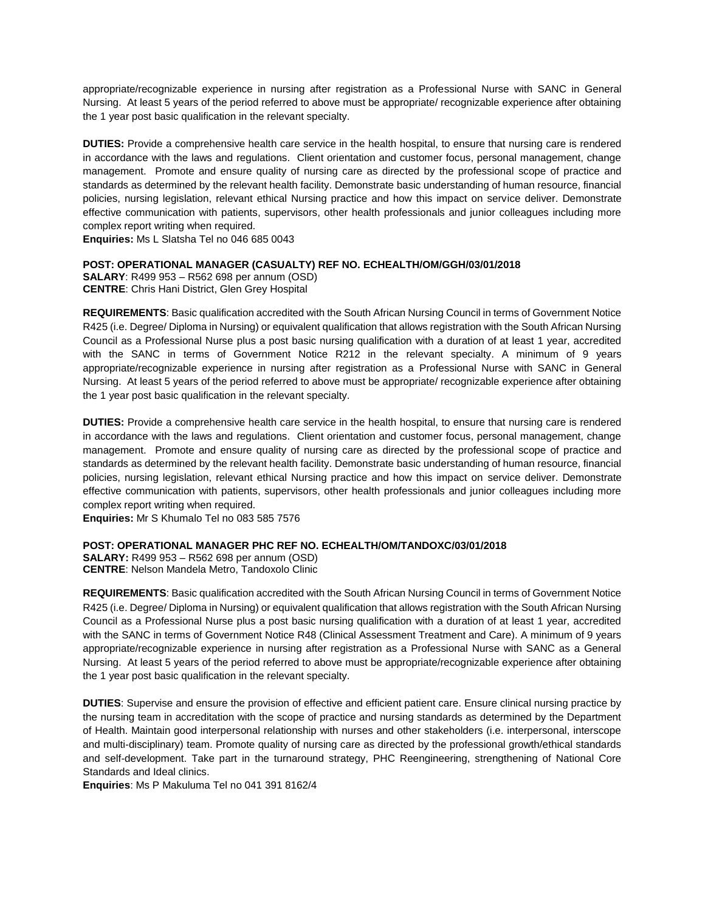appropriate/recognizable experience in nursing after registration as a Professional Nurse with SANC in General Nursing. At least 5 years of the period referred to above must be appropriate/ recognizable experience after obtaining the 1 year post basic qualification in the relevant specialty.

**DUTIES:** Provide a comprehensive health care service in the health hospital, to ensure that nursing care is rendered in accordance with the laws and regulations. Client orientation and customer focus, personal management, change management. Promote and ensure quality of nursing care as directed by the professional scope of practice and standards as determined by the relevant health facility. Demonstrate basic understanding of human resource, financial policies, nursing legislation, relevant ethical Nursing practice and how this impact on service deliver. Demonstrate effective communication with patients, supervisors, other health professionals and junior colleagues including more complex report writing when required.
**Enquiries:** Ms L Slatsha Tel no 046 685 0043

**POST: OPERATIONAL MANAGER (CASUALTY) REF NO. ECHEALTH/OM/GGH/03/01/2018**
**SALARY**: R499 953 – R562 698 per annum (OSD)
**CENTRE**: Chris Hani District, Glen Grey Hospital

**REQUIREMENTS**: Basic qualification accredited with the South African Nursing Council in terms of Government Notice R425 (i.e. Degree/ Diploma in Nursing) or equivalent qualification that allows registration with the South African Nursing Council as a Professional Nurse plus a post basic nursing qualification with a duration of at least 1 year, accredited with the SANC in terms of Government Notice R212 in the relevant specialty. A minimum of 9 years appropriate/recognizable experience in nursing after registration as a Professional Nurse with SANC in General Nursing. At least 5 years of the period referred to above must be appropriate/ recognizable experience after obtaining the 1 year post basic qualification in the relevant specialty.

**DUTIES:** Provide a comprehensive health care service in the health hospital, to ensure that nursing care is rendered in accordance with the laws and regulations. Client orientation and customer focus, personal management, change management. Promote and ensure quality of nursing care as directed by the professional scope of practice and standards as determined by the relevant health facility. Demonstrate basic understanding of human resource, financial policies, nursing legislation, relevant ethical Nursing practice and how this impact on service deliver. Demonstrate effective communication with patients, supervisors, other health professionals and junior colleagues including more complex report writing when required.
**Enquiries:** Mr S Khumalo Tel no 083 585 7576

**POST: OPERATIONAL MANAGER PHC REF NO. ECHEALTH/OM/TANDOXC/03/01/2018**
**SALARY:** R499 953 – R562 698 per annum (OSD)
**CENTRE**: Nelson Mandela Metro, Tandoxolo Clinic

**REQUIREMENTS**: Basic qualification accredited with the South African Nursing Council in terms of Government Notice R425 (i.e. Degree/ Diploma in Nursing) or equivalent qualification that allows registration with the South African Nursing Council as a Professional Nurse plus a post basic nursing qualification with a duration of at least 1 year, accredited with the SANC in terms of Government Notice R48 (Clinical Assessment Treatment and Care). A minimum of 9 years appropriate/recognizable experience in nursing after registration as a Professional Nurse with SANC as a General Nursing. At least 5 years of the period referred to above must be appropriate/recognizable experience after obtaining the 1 year post basic qualification in the relevant specialty.

**DUTIES**: Supervise and ensure the provision of effective and efficient patient care. Ensure clinical nursing practice by the nursing team in accreditation with the scope of practice and nursing standards as determined by the Department of Health. Maintain good interpersonal relationship with nurses and other stakeholders (i.e. interpersonal, interscope and multi-disciplinary) team. Promote quality of nursing care as directed by the professional growth/ethical standards and self-development. Take part in the turnaround strategy, PHC Reengineering, strengthening of National Core Standards and Ideal clinics.
**Enquiries**: Ms P Makuluma Tel no 041 391 8162/4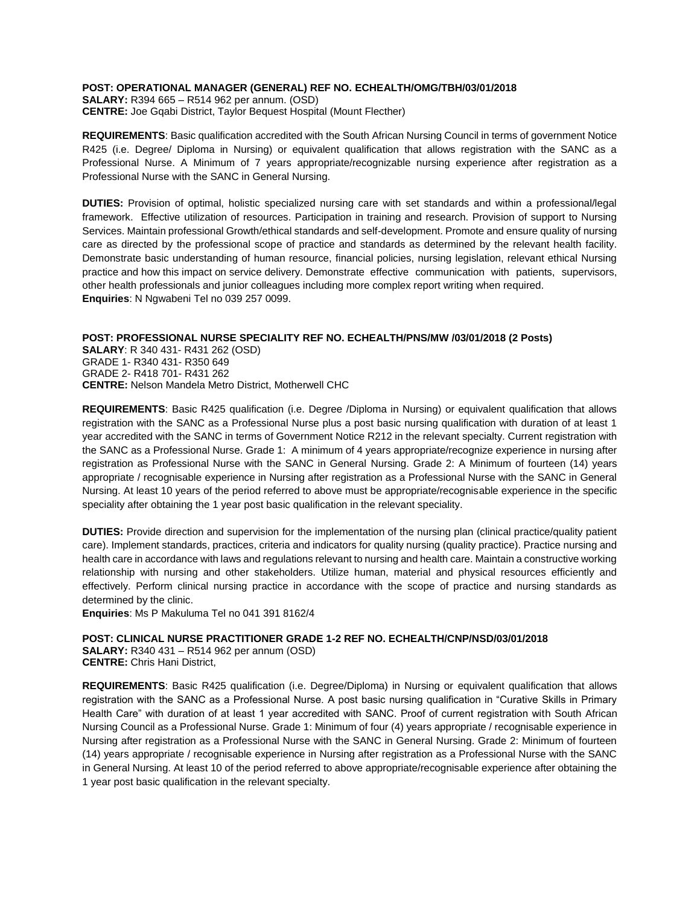**POST: OPERATIONAL MANAGER (GENERAL) REF NO. ECHEALTH/OMG/TBH/03/01/2018**
**SALARY:** R394 665 – R514 962 per annum. (OSD)
**CENTRE:** Joe Gqabi District, Taylor Bequest Hospital (Mount Flecther)

**REQUIREMENTS**: Basic qualification accredited with the South African Nursing Council in terms of government Notice R425 (i.e. Degree/ Diploma in Nursing) or equivalent qualification that allows registration with the SANC as a Professional Nurse. A Minimum of 7 years appropriate/recognizable nursing experience after registration as a Professional Nurse with the SANC in General Nursing.

**DUTIES:** Provision of optimal, holistic specialized nursing care with set standards and within a professional/legal framework. Effective utilization of resources. Participation in training and research. Provision of support to Nursing Services. Maintain professional Growth/ethical standards and self-development. Promote and ensure quality of nursing care as directed by the professional scope of practice and standards as determined by the relevant health facility. Demonstrate basic understanding of human resource, financial policies, nursing legislation, relevant ethical Nursing practice and how this impact on service delivery. Demonstrate effective communication with patients, supervisors, other health professionals and junior colleagues including more complex report writing when required.
**Enquiries**: N Ngwabeni Tel no 039 257 0099.

**POST: PROFESSIONAL NURSE SPECIALITY REF NO. ECHEALTH/PNS/MW /03/01/2018 (2 Posts)**
**SALARY**: R 340 431- R431 262 (OSD)
GRADE 1- R340 431- R350 649
GRADE 2- R418 701- R431 262
**CENTRE:** Nelson Mandela Metro District, Motherwell CHC

**REQUIREMENTS**: Basic R425 qualification (i.e. Degree /Diploma in Nursing) or equivalent qualification that allows registration with the SANC as a Professional Nurse plus a post basic nursing qualification with duration of at least 1 year accredited with the SANC in terms of Government Notice R212 in the relevant specialty. Current registration with the SANC as a Professional Nurse. Grade 1: A minimum of 4 years appropriate/recognize experience in nursing after registration as Professional Nurse with the SANC in General Nursing. Grade 2: A Minimum of fourteen (14) years appropriate / recognisable experience in Nursing after registration as a Professional Nurse with the SANC in General Nursing. At least 10 years of the period referred to above must be appropriate/recognisable experience in the specific speciality after obtaining the 1 year post basic qualification in the relevant speciality.

**DUTIES:** Provide direction and supervision for the implementation of the nursing plan (clinical practice/quality patient care). Implement standards, practices, criteria and indicators for quality nursing (quality practice). Practice nursing and health care in accordance with laws and regulations relevant to nursing and health care. Maintain a constructive working relationship with nursing and other stakeholders. Utilize human, material and physical resources efficiently and effectively. Perform clinical nursing practice in accordance with the scope of practice and nursing standards as determined by the clinic.
**Enquiries**: Ms P Makuluma Tel no 041 391 8162/4

**POST: CLINICAL NURSE PRACTITIONER GRADE 1-2 REF NO. ECHEALTH/CNP/NSD/03/01/2018**
**SALARY:** R340 431 – R514 962 per annum (OSD)
**CENTRE:** Chris Hani District,

**REQUIREMENTS**: Basic R425 qualification (i.e. Degree/Diploma) in Nursing or equivalent qualification that allows registration with the SANC as a Professional Nurse. A post basic nursing qualification in "Curative Skills in Primary Health Care" with duration of at least 1 year accredited with SANC. Proof of current registration with South African Nursing Council as a Professional Nurse. Grade 1: Minimum of four (4) years appropriate / recognisable experience in Nursing after registration as a Professional Nurse with the SANC in General Nursing. Grade 2: Minimum of fourteen (14) years appropriate / recognisable experience in Nursing after registration as a Professional Nurse with the SANC in General Nursing. At least 10 of the period referred to above appropriate/recognisable experience after obtaining the 1 year post basic qualification in the relevant specialty.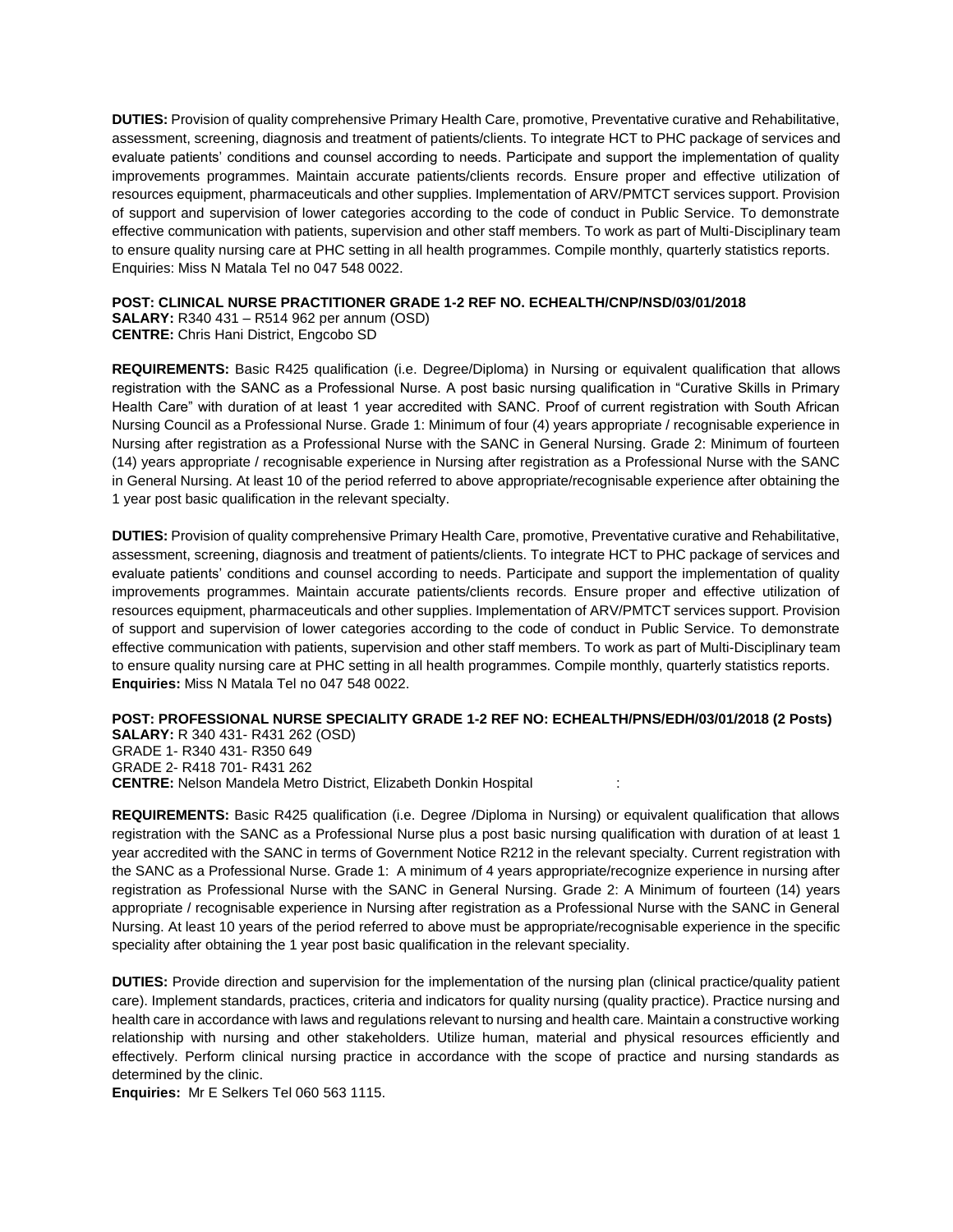**DUTIES:** Provision of quality comprehensive Primary Health Care, promotive, Preventative curative and Rehabilitative, assessment, screening, diagnosis and treatment of patients/clients. To integrate HCT to PHC package of services and evaluate patients' conditions and counsel according to needs. Participate and support the implementation of quality improvements programmes. Maintain accurate patients/clients records. Ensure proper and effective utilization of resources equipment, pharmaceuticals and other supplies. Implementation of ARV/PMTCT services support. Provision of support and supervision of lower categories according to the code of conduct in Public Service. To demonstrate effective communication with patients, supervision and other staff members. To work as part of Multi-Disciplinary team to ensure quality nursing care at PHC setting in all health programmes. Compile monthly, quarterly statistics reports. Enquiries: Miss N Matala Tel no 047 548 0022.

**POST: CLINICAL NURSE PRACTITIONER GRADE 1-2 REF NO. ECHEALTH/CNP/NSD/03/01/2018**
**SALARY:** R340 431 – R514 962 per annum (OSD)
**CENTRE:** Chris Hani District, Engcobo SD

**REQUIREMENTS:** Basic R425 qualification (i.e. Degree/Diploma) in Nursing or equivalent qualification that allows registration with the SANC as a Professional Nurse. A post basic nursing qualification in "Curative Skills in Primary Health Care" with duration of at least 1 year accredited with SANC. Proof of current registration with South African Nursing Council as a Professional Nurse. Grade 1: Minimum of four (4) years appropriate / recognisable experience in Nursing after registration as a Professional Nurse with the SANC in General Nursing. Grade 2: Minimum of fourteen (14) years appropriate / recognisable experience in Nursing after registration as a Professional Nurse with the SANC in General Nursing. At least 10 of the period referred to above appropriate/recognisable experience after obtaining the 1 year post basic qualification in the relevant specialty.

**DUTIES:** Provision of quality comprehensive Primary Health Care, promotive, Preventative curative and Rehabilitative, assessment, screening, diagnosis and treatment of patients/clients. To integrate HCT to PHC package of services and evaluate patients' conditions and counsel according to needs. Participate and support the implementation of quality improvements programmes. Maintain accurate patients/clients records. Ensure proper and effective utilization of resources equipment, pharmaceuticals and other supplies. Implementation of ARV/PMTCT services support. Provision of support and supervision of lower categories according to the code of conduct in Public Service. To demonstrate effective communication with patients, supervision and other staff members. To work as part of Multi-Disciplinary team to ensure quality nursing care at PHC setting in all health programmes. Compile monthly, quarterly statistics reports.
**Enquiries:** Miss N Matala Tel no 047 548 0022.

**POST: PROFESSIONAL NURSE SPECIALITY GRADE 1-2 REF NO: ECHEALTH/PNS/EDH/03/01/2018 (2 Posts)**
**SALARY:** R 340 431- R431 262 (OSD)
GRADE 1- R340 431- R350 649
GRADE 2- R418 701- R431 262
**CENTRE:** Nelson Mandela Metro District, Elizabeth Donkin Hospital :

**REQUIREMENTS:** Basic R425 qualification (i.e. Degree /Diploma in Nursing) or equivalent qualification that allows registration with the SANC as a Professional Nurse plus a post basic nursing qualification with duration of at least 1 year accredited with the SANC in terms of Government Notice R212 in the relevant specialty. Current registration with the SANC as a Professional Nurse. Grade 1: A minimum of 4 years appropriate/recognize experience in nursing after registration as Professional Nurse with the SANC in General Nursing. Grade 2: A Minimum of fourteen (14) years appropriate / recognisable experience in Nursing after registration as a Professional Nurse with the SANC in General Nursing. At least 10 years of the period referred to above must be appropriate/recognisable experience in the specific speciality after obtaining the 1 year post basic qualification in the relevant speciality.

**DUTIES:** Provide direction and supervision for the implementation of the nursing plan (clinical practice/quality patient care). Implement standards, practices, criteria and indicators for quality nursing (quality practice). Practice nursing and health care in accordance with laws and regulations relevant to nursing and health care. Maintain a constructive working relationship with nursing and other stakeholders. Utilize human, material and physical resources efficiently and effectively. Perform clinical nursing practice in accordance with the scope of practice and nursing standards as determined by the clinic.
**Enquiries:** Mr E Selkers Tel 060 563 1115.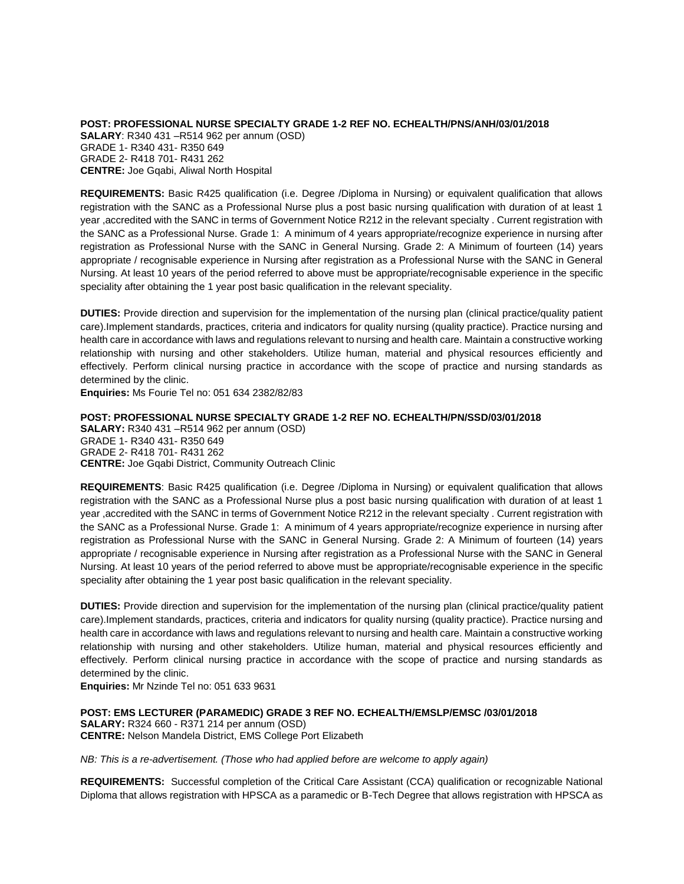**POST: PROFESSIONAL NURSE SPECIALTY GRADE 1-2 REF NO. ECHEALTH/PNS/ANH/03/01/2018**
**SALARY**: R340 431 –R514 962 per annum (OSD)
GRADE 1- R340 431- R350 649
GRADE 2- R418 701- R431 262
**CENTRE:** Joe Gqabi, Aliwal North Hospital

**REQUIREMENTS:** Basic R425 qualification (i.e. Degree /Diploma in Nursing) or equivalent qualification that allows registration with the SANC as a Professional Nurse plus a post basic nursing qualification with duration of at least 1 year ,accredited with the SANC in terms of Government Notice R212 in the relevant specialty . Current registration with the SANC as a Professional Nurse. Grade 1: A minimum of 4 years appropriate/recognize experience in nursing after registration as Professional Nurse with the SANC in General Nursing. Grade 2: A Minimum of fourteen (14) years appropriate / recognisable experience in Nursing after registration as a Professional Nurse with the SANC in General Nursing. At least 10 years of the period referred to above must be appropriate/recognisable experience in the specific speciality after obtaining the 1 year post basic qualification in the relevant speciality.

**DUTIES:** Provide direction and supervision for the implementation of the nursing plan (clinical practice/quality patient care).Implement standards, practices, criteria and indicators for quality nursing (quality practice). Practice nursing and health care in accordance with laws and regulations relevant to nursing and health care. Maintain a constructive working relationship with nursing and other stakeholders. Utilize human, material and physical resources efficiently and effectively. Perform clinical nursing practice in accordance with the scope of practice and nursing standards as determined by the clinic.
**Enquiries:** Ms Fourie Tel no: 051 634 2382/82/83

**POST: PROFESSIONAL NURSE SPECIALTY GRADE 1-2 REF NO. ECHEALTH/PN/SSD/03/01/2018**
**SALARY:** R340 431 –R514 962 per annum (OSD)
GRADE 1- R340 431- R350 649
GRADE 2- R418 701- R431 262
**CENTRE:** Joe Gqabi District, Community Outreach Clinic

**REQUIREMENTS**: Basic R425 qualification (i.e. Degree /Diploma in Nursing) or equivalent qualification that allows registration with the SANC as a Professional Nurse plus a post basic nursing qualification with duration of at least 1 year ,accredited with the SANC in terms of Government Notice R212 in the relevant specialty . Current registration with the SANC as a Professional Nurse. Grade 1: A minimum of 4 years appropriate/recognize experience in nursing after registration as Professional Nurse with the SANC in General Nursing. Grade 2: A Minimum of fourteen (14) years appropriate / recognisable experience in Nursing after registration as a Professional Nurse with the SANC in General Nursing. At least 10 years of the period referred to above must be appropriate/recognisable experience in the specific speciality after obtaining the 1 year post basic qualification in the relevant speciality.

**DUTIES:** Provide direction and supervision for the implementation of the nursing plan (clinical practice/quality patient care).Implement standards, practices, criteria and indicators for quality nursing (quality practice). Practice nursing and health care in accordance with laws and regulations relevant to nursing and health care. Maintain a constructive working relationship with nursing and other stakeholders. Utilize human, material and physical resources efficiently and effectively. Perform clinical nursing practice in accordance with the scope of practice and nursing standards as determined by the clinic.
**Enquiries:** Mr Nzinde Tel no: 051 633 9631

**POST: EMS LECTURER (PARAMEDIC) GRADE 3 REF NO. ECHEALTH/EMSLP/EMSC /03/01/2018**
**SALARY:** R324 660 - R371 214 per annum (OSD)
**CENTRE:** Nelson Mandela District, EMS College Port Elizabeth

*NB: This is a re-advertisement. (Those who had applied before are welcome to apply again)*

**REQUIREMENTS:** Successful completion of the Critical Care Assistant (CCA) qualification or recognizable National Diploma that allows registration with HPSCA as a paramedic or B-Tech Degree that allows registration with HPSCA as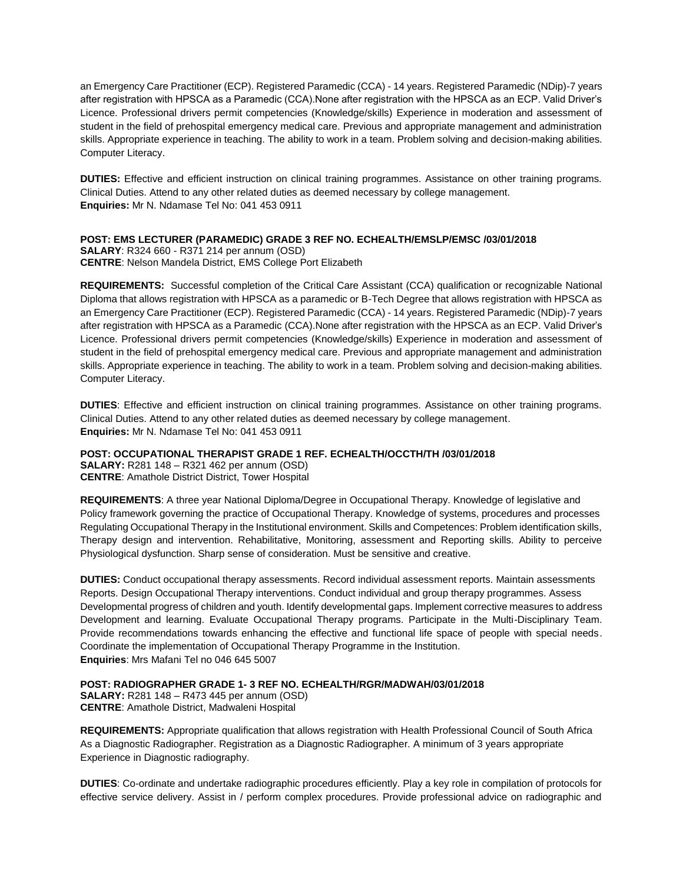an Emergency Care Practitioner (ECP). Registered Paramedic (CCA) - 14 years. Registered Paramedic (NDip)-7 years after registration with HPSCA as a Paramedic (CCA).None after registration with the HPSCA as an ECP. Valid Driver's Licence. Professional drivers permit competencies (Knowledge/skills) Experience in moderation and assessment of student in the field of prehospital emergency medical care. Previous and appropriate management and administration skills. Appropriate experience in teaching. The ability to work in a team. Problem solving and decision-making abilities. Computer Literacy.

**DUTIES:** Effective and efficient instruction on clinical training programmes. Assistance on other training programs. Clinical Duties. Attend to any other related duties as deemed necessary by college management.
**Enquiries:** Mr N. Ndamase Tel No: 041 453 0911

**POST: EMS LECTURER (PARAMEDIC) GRADE 3 REF NO. ECHEALTH/EMSLP/EMSC /03/01/2018**
**SALARY**: R324 660 - R371 214 per annum (OSD)
**CENTRE**: Nelson Mandela District, EMS College Port Elizabeth

**REQUIREMENTS:** Successful completion of the Critical Care Assistant (CCA) qualification or recognizable National Diploma that allows registration with HPSCA as a paramedic or B-Tech Degree that allows registration with HPSCA as an Emergency Care Practitioner (ECP). Registered Paramedic (CCA) - 14 years. Registered Paramedic (NDip)-7 years after registration with HPSCA as a Paramedic (CCA).None after registration with the HPSCA as an ECP. Valid Driver's Licence. Professional drivers permit competencies (Knowledge/skills) Experience in moderation and assessment of student in the field of prehospital emergency medical care. Previous and appropriate management and administration skills. Appropriate experience in teaching. The ability to work in a team. Problem solving and decision-making abilities. Computer Literacy.

**DUTIES**: Effective and efficient instruction on clinical training programmes. Assistance on other training programs. Clinical Duties. Attend to any other related duties as deemed necessary by college management.
**Enquiries:** Mr N. Ndamase Tel No: 041 453 0911

**POST: OCCUPATIONAL THERAPIST GRADE 1 REF. ECHEALTH/OCCTH/TH /03/01/2018**
**SALARY:** R281 148 – R321 462 per annum (OSD)
**CENTRE**: Amathole District District, Tower Hospital

**REQUIREMENTS**: A three year National Diploma/Degree in Occupational Therapy. Knowledge of legislative and Policy framework governing the practice of Occupational Therapy. Knowledge of systems, procedures and processes Regulating Occupational Therapy in the Institutional environment. Skills and Competences: Problem identification skills, Therapy design and intervention. Rehabilitative, Monitoring, assessment and Reporting skills. Ability to perceive Physiological dysfunction. Sharp sense of consideration. Must be sensitive and creative.

**DUTIES:** Conduct occupational therapy assessments. Record individual assessment reports. Maintain assessments Reports. Design Occupational Therapy interventions. Conduct individual and group therapy programmes. Assess Developmental progress of children and youth. Identify developmental gaps. Implement corrective measures to address Development and learning. Evaluate Occupational Therapy programs. Participate in the Multi-Disciplinary Team. Provide recommendations towards enhancing the effective and functional life space of people with special needs. Coordinate the implementation of Occupational Therapy Programme in the Institution.
**Enquiries**: Mrs Mafani Tel no 046 645 5007

**POST: RADIOGRAPHER GRADE 1- 3 REF NO. ECHEALTH/RGR/MADWAH/03/01/2018**
**SALARY:** R281 148 – R473 445 per annum (OSD)
**CENTRE**: Amathole District, Madwaleni Hospital

**REQUIREMENTS:** Appropriate qualification that allows registration with Health Professional Council of South Africa As a Diagnostic Radiographer. Registration as a Diagnostic Radiographer. A minimum of 3 years appropriate Experience in Diagnostic radiography.

**DUTIES**: Co-ordinate and undertake radiographic procedures efficiently. Play a key role in compilation of protocols for effective service delivery. Assist in / perform complex procedures. Provide professional advice on radiographic and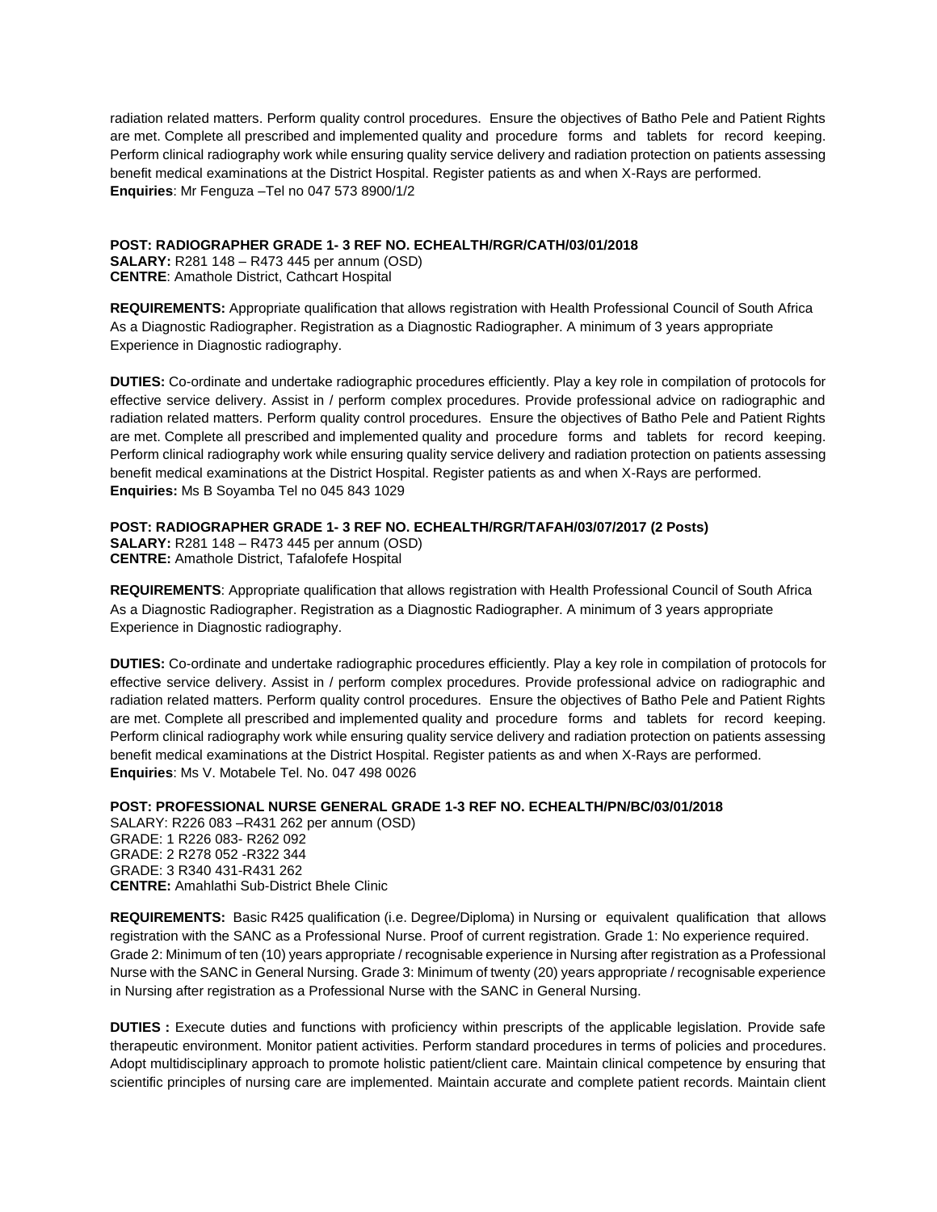radiation related matters. Perform quality control procedures. Ensure the objectives of Batho Pele and Patient Rights are met. Complete all prescribed and implemented quality and procedure forms and tablets for record keeping. Perform clinical radiography work while ensuring quality service delivery and radiation protection on patients assessing benefit medical examinations at the District Hospital. Register patients as and when X-Rays are performed.
**Enquiries**: Mr Fenguza –Tel no 047 573 8900/1/2

**POST: RADIOGRAPHER GRADE 1- 3 REF NO. ECHEALTH/RGR/CATH/03/01/2018**
**SALARY:** R281 148 – R473 445 per annum (OSD)
**CENTRE**: Amathole District, Cathcart Hospital

**REQUIREMENTS:** Appropriate qualification that allows registration with Health Professional Council of South Africa As a Diagnostic Radiographer. Registration as a Diagnostic Radiographer. A minimum of 3 years appropriate Experience in Diagnostic radiography.

**DUTIES:** Co-ordinate and undertake radiographic procedures efficiently. Play a key role in compilation of protocols for effective service delivery. Assist in / perform complex procedures. Provide professional advice on radiographic and radiation related matters. Perform quality control procedures. Ensure the objectives of Batho Pele and Patient Rights are met. Complete all prescribed and implemented quality and procedure forms and tablets for record keeping. Perform clinical radiography work while ensuring quality service delivery and radiation protection on patients assessing benefit medical examinations at the District Hospital. Register patients as and when X-Rays are performed.
**Enquiries:** Ms B Soyamba Tel no 045 843 1029

**POST: RADIOGRAPHER GRADE 1- 3 REF NO. ECHEALTH/RGR/TAFAH/03/07/2017 (2 Posts)**
**SALARY:** R281 148 – R473 445 per annum (OSD)
**CENTRE:** Amathole District, Tafalofefe Hospital

**REQUIREMENTS**: Appropriate qualification that allows registration with Health Professional Council of South Africa As a Diagnostic Radiographer. Registration as a Diagnostic Radiographer. A minimum of 3 years appropriate Experience in Diagnostic radiography.

**DUTIES:** Co-ordinate and undertake radiographic procedures efficiently. Play a key role in compilation of protocols for effective service delivery. Assist in / perform complex procedures. Provide professional advice on radiographic and radiation related matters. Perform quality control procedures. Ensure the objectives of Batho Pele and Patient Rights are met. Complete all prescribed and implemented quality and procedure forms and tablets for record keeping. Perform clinical radiography work while ensuring quality service delivery and radiation protection on patients assessing benefit medical examinations at the District Hospital. Register patients as and when X-Rays are performed.
**Enquiries**: Ms V. Motabele Tel. No. 047 498 0026

**POST: PROFESSIONAL NURSE GENERAL GRADE 1-3 REF NO. ECHEALTH/PN/BC/03/01/2018**
SALARY: R226 083 –R431 262 per annum (OSD)
GRADE: 1 R226 083- R262 092
GRADE: 2 R278 052 -R322 344
GRADE: 3 R340 431-R431 262
**CENTRE:** Amahlathi Sub-District Bhele Clinic

**REQUIREMENTS:** Basic R425 qualification (i.e. Degree/Diploma) in Nursing or equivalent qualification that allows registration with the SANC as a Professional Nurse. Proof of current registration. Grade 1: No experience required. Grade 2: Minimum of ten (10) years appropriate / recognisable experience in Nursing after registration as a Professional Nurse with the SANC in General Nursing. Grade 3: Minimum of twenty (20) years appropriate / recognisable experience in Nursing after registration as a Professional Nurse with the SANC in General Nursing.

**DUTIES :** Execute duties and functions with proficiency within prescripts of the applicable legislation. Provide safe therapeutic environment. Monitor patient activities. Perform standard procedures in terms of policies and procedures. Adopt multidisciplinary approach to promote holistic patient/client care. Maintain clinical competence by ensuring that scientific principles of nursing care are implemented. Maintain accurate and complete patient records. Maintain client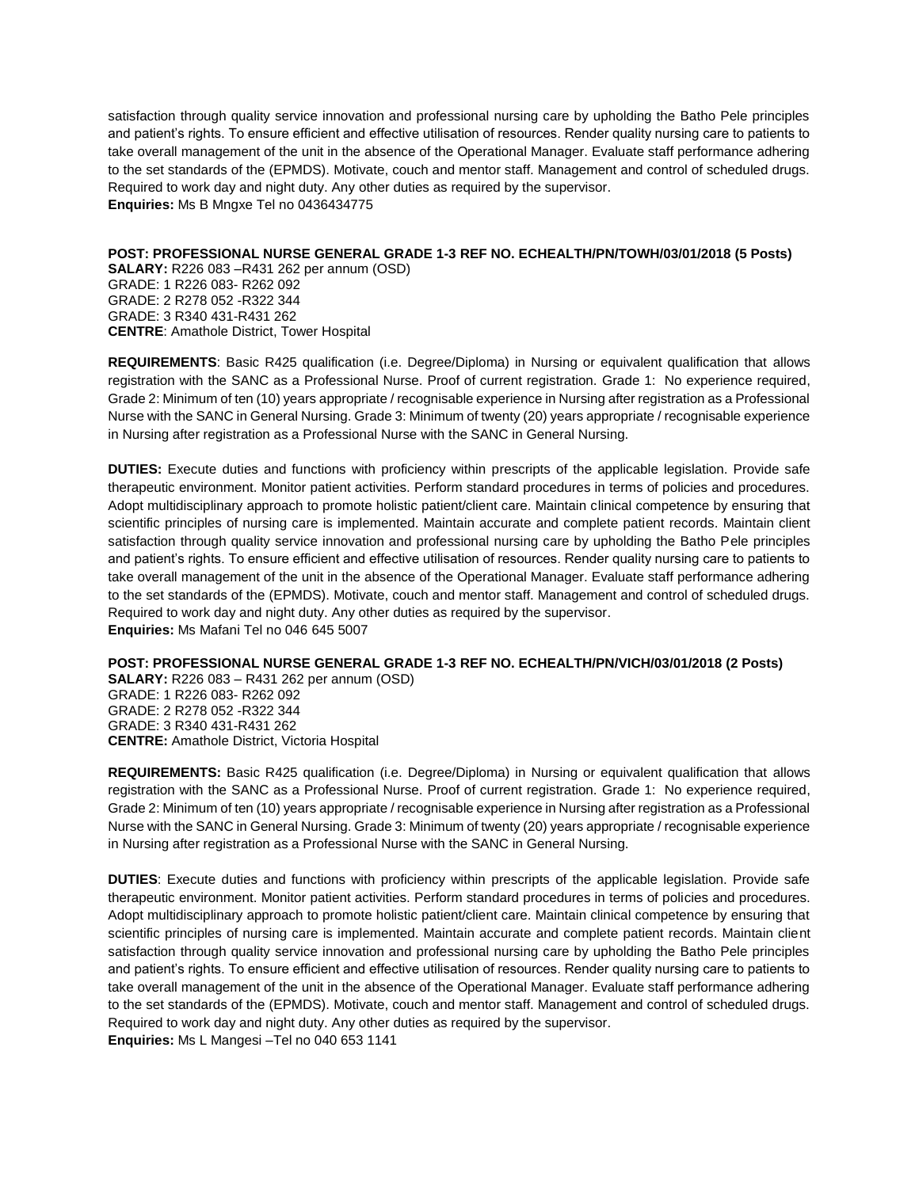satisfaction through quality service innovation and professional nursing care by upholding the Batho Pele principles and patient's rights. To ensure efficient and effective utilisation of resources. Render quality nursing care to patients to take overall management of the unit in the absence of the Operational Manager. Evaluate staff performance adhering to the set standards of the (EPMDS). Motivate, couch and mentor staff. Management and control of scheduled drugs. Required to work day and night duty. Any other duties as required by the supervisor.
**Enquiries:** Ms B Mngxe Tel no 0436434775

**POST: PROFESSIONAL NURSE GENERAL GRADE 1-3 REF NO. ECHEALTH/PN/TOWH/03/01/2018 (5 Posts)**
**SALARY:** R226 083 –R431 262 per annum (OSD)
GRADE: 1 R226 083- R262 092
GRADE: 2 R278 052 -R322 344
GRADE: 3 R340 431-R431 262
**CENTRE**: Amathole District, Tower Hospital

**REQUIREMENTS**: Basic R425 qualification (i.e. Degree/Diploma) in Nursing or equivalent qualification that allows registration with the SANC as a Professional Nurse. Proof of current registration. Grade 1: No experience required, Grade 2: Minimum of ten (10) years appropriate / recognisable experience in Nursing after registration as a Professional Nurse with the SANC in General Nursing. Grade 3: Minimum of twenty (20) years appropriate / recognisable experience in Nursing after registration as a Professional Nurse with the SANC in General Nursing.

**DUTIES:** Execute duties and functions with proficiency within prescripts of the applicable legislation. Provide safe therapeutic environment. Monitor patient activities. Perform standard procedures in terms of policies and procedures. Adopt multidisciplinary approach to promote holistic patient/client care. Maintain clinical competence by ensuring that scientific principles of nursing care is implemented. Maintain accurate and complete patient records. Maintain client satisfaction through quality service innovation and professional nursing care by upholding the Batho Pele principles and patient's rights. To ensure efficient and effective utilisation of resources. Render quality nursing care to patients to take overall management of the unit in the absence of the Operational Manager. Evaluate staff performance adhering to the set standards of the (EPMDS). Motivate, couch and mentor staff. Management and control of scheduled drugs. Required to work day and night duty. Any other duties as required by the supervisor.
**Enquiries:** Ms Mafani Tel no 046 645 5007

**POST: PROFESSIONAL NURSE GENERAL GRADE 1-3 REF NO. ECHEALTH/PN/VICH/03/01/2018 (2 Posts)**
**SALARY:** R226 083 – R431 262 per annum (OSD)
GRADE: 1 R226 083- R262 092
GRADE: 2 R278 052 -R322 344
GRADE: 3 R340 431-R431 262
**CENTRE:** Amathole District, Victoria Hospital

**REQUIREMENTS:** Basic R425 qualification (i.e. Degree/Diploma) in Nursing or equivalent qualification that allows registration with the SANC as a Professional Nurse. Proof of current registration. Grade 1: No experience required, Grade 2: Minimum of ten (10) years appropriate / recognisable experience in Nursing after registration as a Professional Nurse with the SANC in General Nursing. Grade 3: Minimum of twenty (20) years appropriate / recognisable experience in Nursing after registration as a Professional Nurse with the SANC in General Nursing.

**DUTIES**: Execute duties and functions with proficiency within prescripts of the applicable legislation. Provide safe therapeutic environment. Monitor patient activities. Perform standard procedures in terms of policies and procedures. Adopt multidisciplinary approach to promote holistic patient/client care. Maintain clinical competence by ensuring that scientific principles of nursing care is implemented. Maintain accurate and complete patient records. Maintain client satisfaction through quality service innovation and professional nursing care by upholding the Batho Pele principles and patient's rights. To ensure efficient and effective utilisation of resources. Render quality nursing care to patients to take overall management of the unit in the absence of the Operational Manager. Evaluate staff performance adhering to the set standards of the (EPMDS). Motivate, couch and mentor staff. Management and control of scheduled drugs. Required to work day and night duty. Any other duties as required by the supervisor.
**Enquiries:** Ms L Mangesi –Tel no 040 653 1141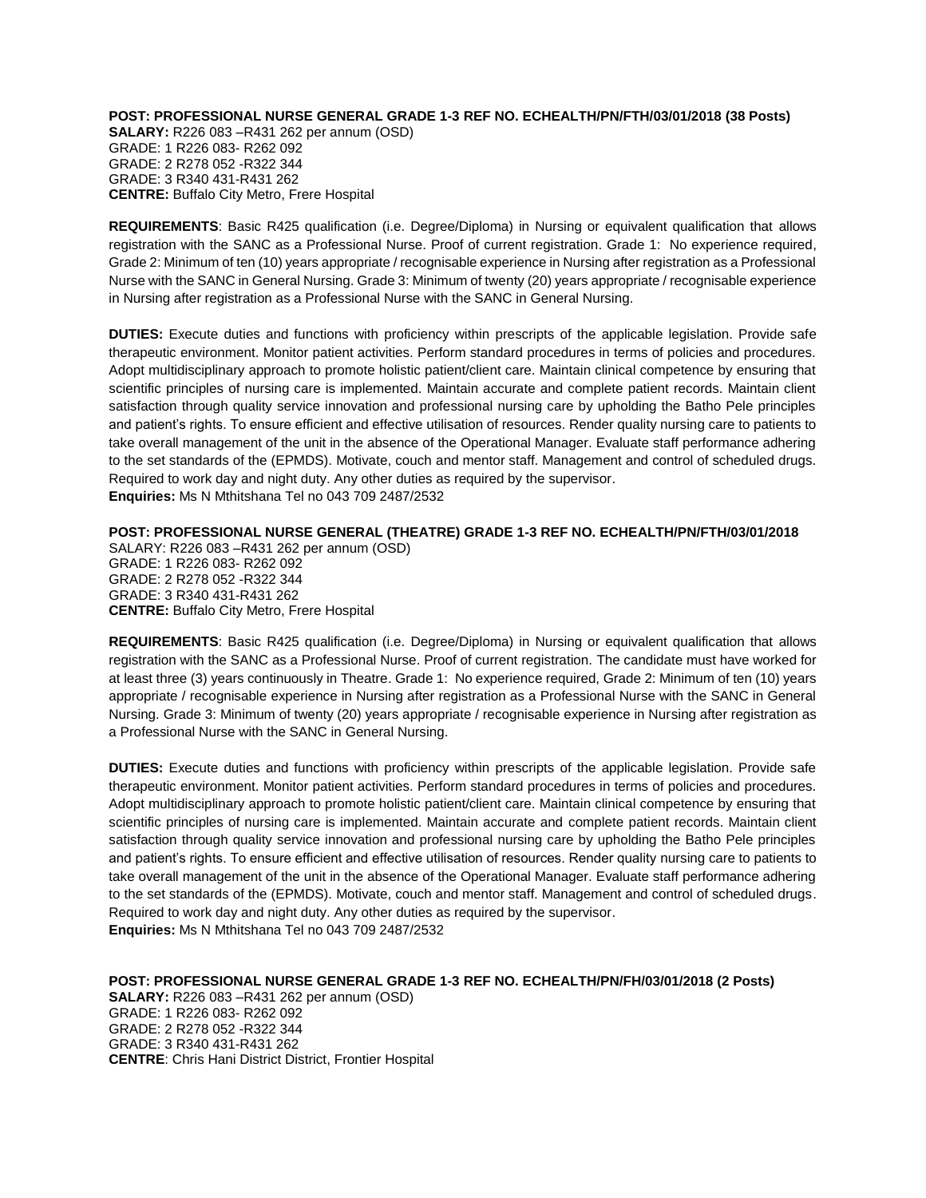**POST: PROFESSIONAL NURSE GENERAL GRADE 1-3 REF NO. ECHEALTH/PN/FTH/03/01/2018 (38 Posts)**
**SALARY:** R226 083 –R431 262 per annum (OSD)
GRADE: 1 R226 083- R262 092
GRADE: 2 R278 052 -R322 344
GRADE: 3 R340 431-R431 262
**CENTRE:** Buffalo City Metro, Frere Hospital

**REQUIREMENTS**: Basic R425 qualification (i.e. Degree/Diploma) in Nursing or equivalent qualification that allows registration with the SANC as a Professional Nurse. Proof of current registration. Grade 1: No experience required, Grade 2: Minimum of ten (10) years appropriate / recognisable experience in Nursing after registration as a Professional Nurse with the SANC in General Nursing. Grade 3: Minimum of twenty (20) years appropriate / recognisable experience in Nursing after registration as a Professional Nurse with the SANC in General Nursing.

**DUTIES:** Execute duties and functions with proficiency within prescripts of the applicable legislation. Provide safe therapeutic environment. Monitor patient activities. Perform standard procedures in terms of policies and procedures. Adopt multidisciplinary approach to promote holistic patient/client care. Maintain clinical competence by ensuring that scientific principles of nursing care is implemented. Maintain accurate and complete patient records. Maintain client satisfaction through quality service innovation and professional nursing care by upholding the Batho Pele principles and patient's rights. To ensure efficient and effective utilisation of resources. Render quality nursing care to patients to take overall management of the unit in the absence of the Operational Manager. Evaluate staff performance adhering to the set standards of the (EPMDS). Motivate, couch and mentor staff. Management and control of scheduled drugs. Required to work day and night duty. Any other duties as required by the supervisor.
**Enquiries:** Ms N Mthitshana Tel no 043 709 2487/2532

**POST: PROFESSIONAL NURSE GENERAL (THEATRE) GRADE 1-3 REF NO. ECHEALTH/PN/FTH/03/01/2018**
SALARY: R226 083 –R431 262 per annum (OSD)
GRADE: 1 R226 083- R262 092
GRADE: 2 R278 052 -R322 344
GRADE: 3 R340 431-R431 262
**CENTRE:** Buffalo City Metro, Frere Hospital

**REQUIREMENTS**: Basic R425 qualification (i.e. Degree/Diploma) in Nursing or equivalent qualification that allows registration with the SANC as a Professional Nurse. Proof of current registration. The candidate must have worked for at least three (3) years continuously in Theatre. Grade 1: No experience required, Grade 2: Minimum of ten (10) years appropriate / recognisable experience in Nursing after registration as a Professional Nurse with the SANC in General Nursing. Grade 3: Minimum of twenty (20) years appropriate / recognisable experience in Nursing after registration as a Professional Nurse with the SANC in General Nursing.

**DUTIES:** Execute duties and functions with proficiency within prescripts of the applicable legislation. Provide safe therapeutic environment. Monitor patient activities. Perform standard procedures in terms of policies and procedures. Adopt multidisciplinary approach to promote holistic patient/client care. Maintain clinical competence by ensuring that scientific principles of nursing care is implemented. Maintain accurate and complete patient records. Maintain client satisfaction through quality service innovation and professional nursing care by upholding the Batho Pele principles and patient's rights. To ensure efficient and effective utilisation of resources. Render quality nursing care to patients to take overall management of the unit in the absence of the Operational Manager. Evaluate staff performance adhering to the set standards of the (EPMDS). Motivate, couch and mentor staff. Management and control of scheduled drugs. Required to work day and night duty. Any other duties as required by the supervisor.
**Enquiries:** Ms N Mthitshana Tel no 043 709 2487/2532

**POST: PROFESSIONAL NURSE GENERAL GRADE 1-3 REF NO. ECHEALTH/PN/FH/03/01/2018 (2 Posts)**
**SALARY:** R226 083 –R431 262 per annum (OSD)
GRADE: 1 R226 083- R262 092
GRADE: 2 R278 052 -R322 344
GRADE: 3 R340 431-R431 262
**CENTRE**: Chris Hani District District, Frontier Hospital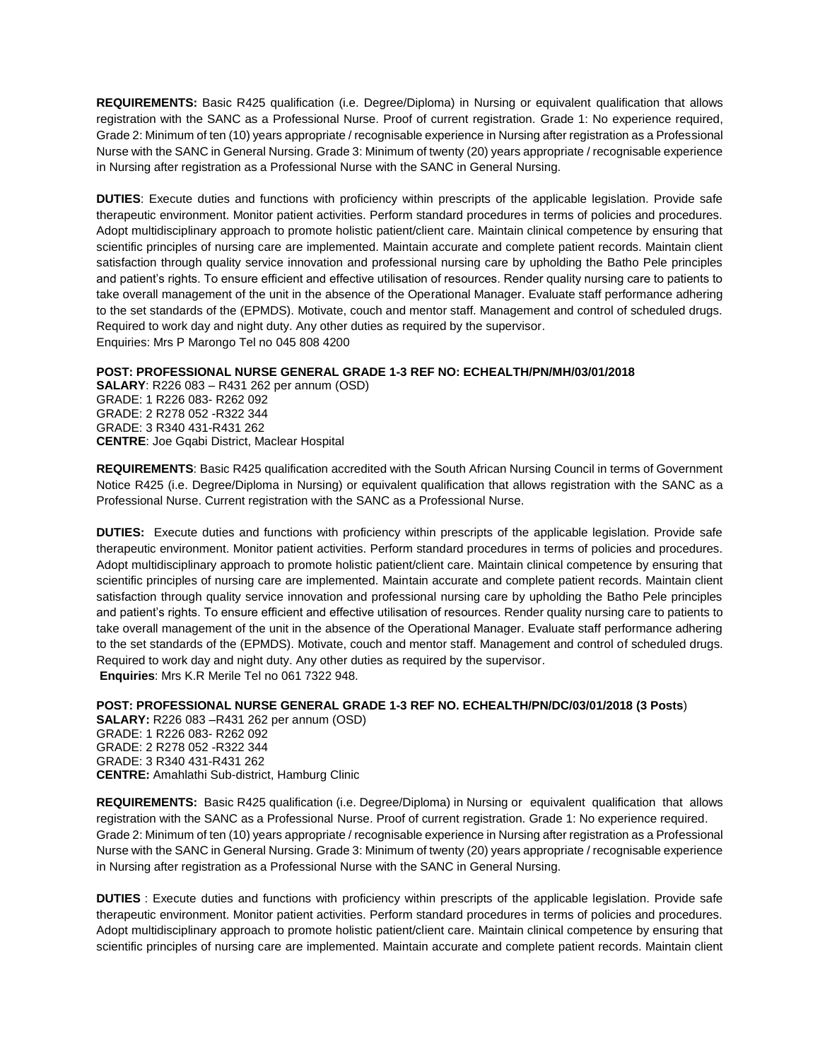**REQUIREMENTS:** Basic R425 qualification (i.e. Degree/Diploma) in Nursing or equivalent qualification that allows registration with the SANC as a Professional Nurse. Proof of current registration. Grade 1: No experience required, Grade 2: Minimum of ten (10) years appropriate / recognisable experience in Nursing after registration as a Professional Nurse with the SANC in General Nursing. Grade 3: Minimum of twenty (20) years appropriate / recognisable experience in Nursing after registration as a Professional Nurse with the SANC in General Nursing.

**DUTIES**: Execute duties and functions with proficiency within prescripts of the applicable legislation. Provide safe therapeutic environment. Monitor patient activities. Perform standard procedures in terms of policies and procedures. Adopt multidisciplinary approach to promote holistic patient/client care. Maintain clinical competence by ensuring that scientific principles of nursing care are implemented. Maintain accurate and complete patient records. Maintain client satisfaction through quality service innovation and professional nursing care by upholding the Batho Pele principles and patient's rights. To ensure efficient and effective utilisation of resources. Render quality nursing care to patients to take overall management of the unit in the absence of the Operational Manager. Evaluate staff performance adhering to the set standards of the (EPMDS). Motivate, couch and mentor staff. Management and control of scheduled drugs. Required to work day and night duty. Any other duties as required by the supervisor.
Enquiries: Mrs P Marongo Tel no 045 808 4200

**POST: PROFESSIONAL NURSE GENERAL GRADE 1-3 REF NO: ECHEALTH/PN/MH/03/01/2018**
**SALARY**: R226 083 – R431 262 per annum (OSD)
GRADE: 1 R226 083- R262 092
GRADE: 2 R278 052 -R322 344
GRADE: 3 R340 431-R431 262
**CENTRE**: Joe Gqabi District, Maclear Hospital

**REQUIREMENTS**: Basic R425 qualification accredited with the South African Nursing Council in terms of Government Notice R425 (i.e. Degree/Diploma in Nursing) or equivalent qualification that allows registration with the SANC as a Professional Nurse. Current registration with the SANC as a Professional Nurse.

**DUTIES:** Execute duties and functions with proficiency within prescripts of the applicable legislation. Provide safe therapeutic environment. Monitor patient activities. Perform standard procedures in terms of policies and procedures. Adopt multidisciplinary approach to promote holistic patient/client care. Maintain clinical competence by ensuring that scientific principles of nursing care are implemented. Maintain accurate and complete patient records. Maintain client satisfaction through quality service innovation and professional nursing care by upholding the Batho Pele principles and patient's rights. To ensure efficient and effective utilisation of resources. Render quality nursing care to patients to take overall management of the unit in the absence of the Operational Manager. Evaluate staff performance adhering to the set standards of the (EPMDS). Motivate, couch and mentor staff. Management and control of scheduled drugs. Required to work day and night duty. Any other duties as required by the supervisor.
**Enquiries**: Mrs K.R Merile Tel no 061 7322 948.

**POST: PROFESSIONAL NURSE GENERAL GRADE 1-3 REF NO. ECHEALTH/PN/DC/03/01/2018 (3 Posts**)
**SALARY:** R226 083 –R431 262 per annum (OSD)
GRADE: 1 R226 083- R262 092
GRADE: 2 R278 052 -R322 344
GRADE: 3 R340 431-R431 262
**CENTRE:** Amahlathi Sub-district, Hamburg Clinic

**REQUIREMENTS:** Basic R425 qualification (i.e. Degree/Diploma) in Nursing or equivalent qualification that allows registration with the SANC as a Professional Nurse. Proof of current registration. Grade 1: No experience required.
Grade 2: Minimum of ten (10) years appropriate / recognisable experience in Nursing after registration as a Professional Nurse with the SANC in General Nursing. Grade 3: Minimum of twenty (20) years appropriate / recognisable experience in Nursing after registration as a Professional Nurse with the SANC in General Nursing.

**DUTIES** : Execute duties and functions with proficiency within prescripts of the applicable legislation. Provide safe therapeutic environment. Monitor patient activities. Perform standard procedures in terms of policies and procedures. Adopt multidisciplinary approach to promote holistic patient/client care. Maintain clinical competence by ensuring that scientific principles of nursing care are implemented. Maintain accurate and complete patient records. Maintain client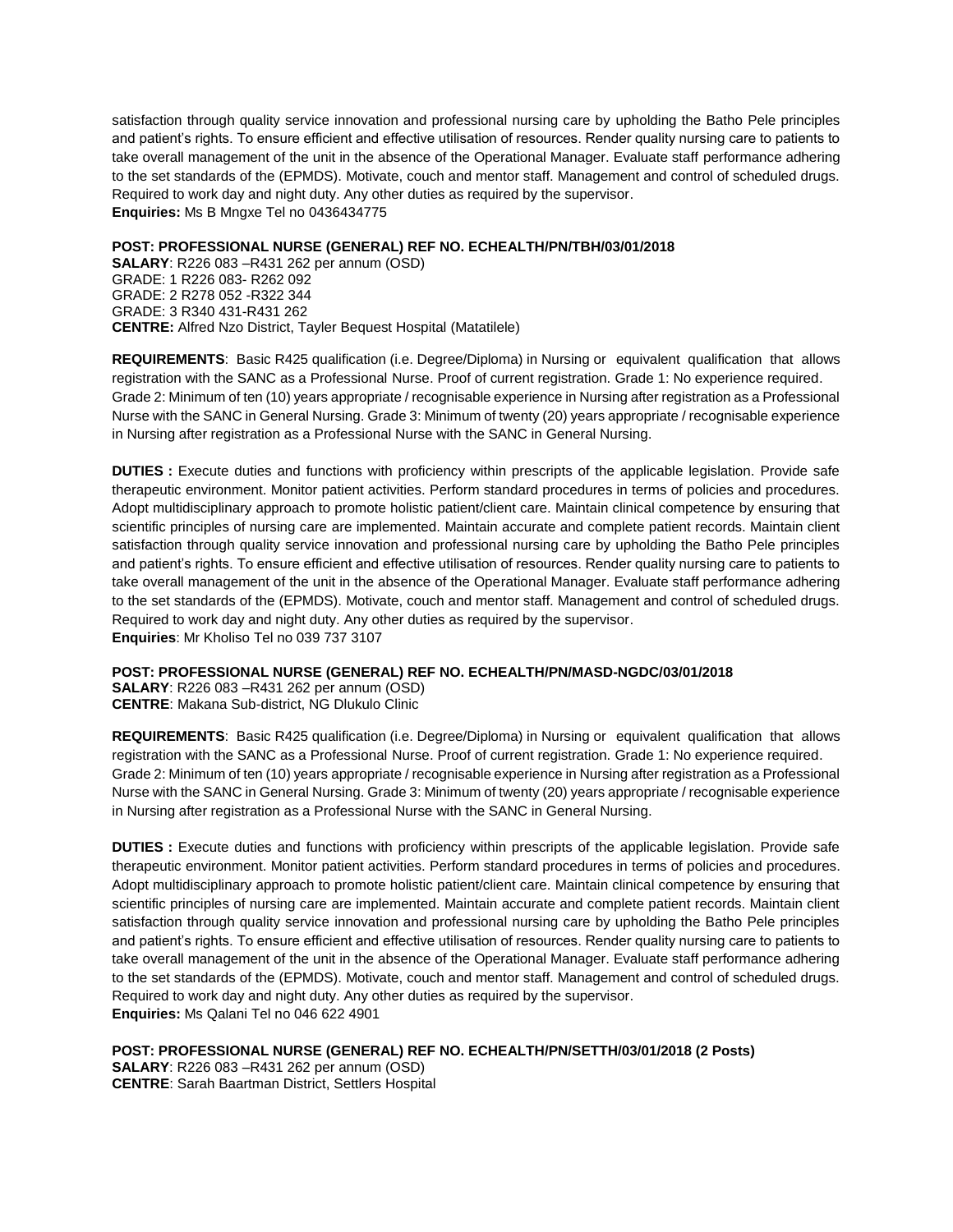satisfaction through quality service innovation and professional nursing care by upholding the Batho Pele principles and patient's rights. To ensure efficient and effective utilisation of resources. Render quality nursing care to patients to take overall management of the unit in the absence of the Operational Manager. Evaluate staff performance adhering to the set standards of the (EPMDS). Motivate, couch and mentor staff. Management and control of scheduled drugs. Required to work day and night duty. Any other duties as required by the supervisor.
**Enquiries:** Ms B Mngxe Tel no 0436434775

**POST: PROFESSIONAL NURSE (GENERAL) REF NO. ECHEALTH/PN/TBH/03/01/2018**
**SALARY**: R226 083 –R431 262 per annum (OSD)
GRADE: 1 R226 083- R262 092
GRADE: 2 R278 052 -R322 344
GRADE: 3 R340 431-R431 262
**CENTRE:** Alfred Nzo District, Tayler Bequest Hospital (Matatilele)

**REQUIREMENTS**: Basic R425 qualification (i.e. Degree/Diploma) in Nursing or equivalent qualification that allows registration with the SANC as a Professional Nurse. Proof of current registration. Grade 1: No experience required. Grade 2: Minimum of ten (10) years appropriate / recognisable experience in Nursing after registration as a Professional Nurse with the SANC in General Nursing. Grade 3: Minimum of twenty (20) years appropriate / recognisable experience in Nursing after registration as a Professional Nurse with the SANC in General Nursing.

**DUTIES :** Execute duties and functions with proficiency within prescripts of the applicable legislation. Provide safe therapeutic environment. Monitor patient activities. Perform standard procedures in terms of policies and procedures. Adopt multidisciplinary approach to promote holistic patient/client care. Maintain clinical competence by ensuring that scientific principles of nursing care are implemented. Maintain accurate and complete patient records. Maintain client satisfaction through quality service innovation and professional nursing care by upholding the Batho Pele principles and patient's rights. To ensure efficient and effective utilisation of resources. Render quality nursing care to patients to take overall management of the unit in the absence of the Operational Manager. Evaluate staff performance adhering to the set standards of the (EPMDS). Motivate, couch and mentor staff. Management and control of scheduled drugs. Required to work day and night duty. Any other duties as required by the supervisor.
**Enquiries**: Mr Kholiso Tel no 039 737 3107

**POST: PROFESSIONAL NURSE (GENERAL) REF NO. ECHEALTH/PN/MASD-NGDC/03/01/2018**
**SALARY**: R226 083 –R431 262 per annum (OSD)
**CENTRE**: Makana Sub-district, NG Dlukulo Clinic

**REQUIREMENTS**: Basic R425 qualification (i.e. Degree/Diploma) in Nursing or equivalent qualification that allows registration with the SANC as a Professional Nurse. Proof of current registration. Grade 1: No experience required. Grade 2: Minimum of ten (10) years appropriate / recognisable experience in Nursing after registration as a Professional Nurse with the SANC in General Nursing. Grade 3: Minimum of twenty (20) years appropriate / recognisable experience in Nursing after registration as a Professional Nurse with the SANC in General Nursing.

**DUTIES :** Execute duties and functions with proficiency within prescripts of the applicable legislation. Provide safe therapeutic environment. Monitor patient activities. Perform standard procedures in terms of policies and procedures. Adopt multidisciplinary approach to promote holistic patient/client care. Maintain clinical competence by ensuring that scientific principles of nursing care are implemented. Maintain accurate and complete patient records. Maintain client satisfaction through quality service innovation and professional nursing care by upholding the Batho Pele principles and patient's rights. To ensure efficient and effective utilisation of resources. Render quality nursing care to patients to take overall management of the unit in the absence of the Operational Manager. Evaluate staff performance adhering to the set standards of the (EPMDS). Motivate, couch and mentor staff. Management and control of scheduled drugs. Required to work day and night duty. Any other duties as required by the supervisor.
**Enquiries:** Ms Qalani Tel no 046 622 4901

**POST: PROFESSIONAL NURSE (GENERAL) REF NO. ECHEALTH/PN/SETTH/03/01/2018 (2 Posts)**
**SALARY**: R226 083 –R431 262 per annum (OSD)
**CENTRE**: Sarah Baartman District, Settlers Hospital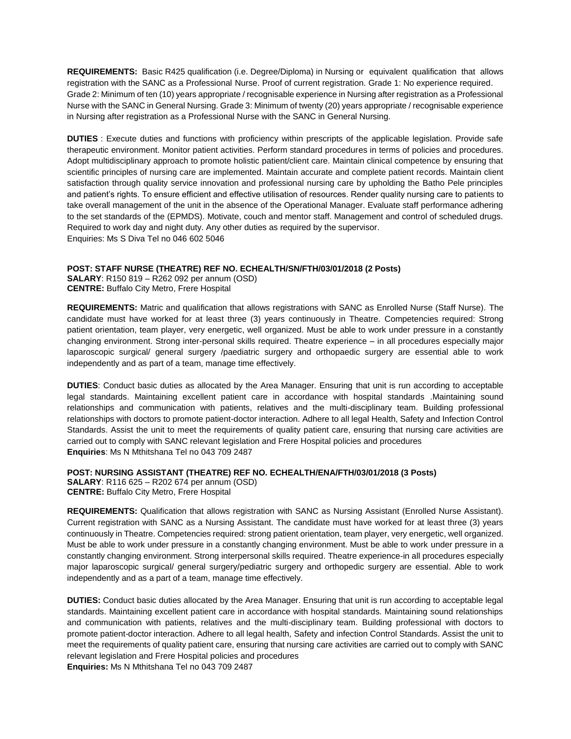**REQUIREMENTS:** Basic R425 qualification (i.e. Degree/Diploma) in Nursing or equivalent qualification that allows registration with the SANC as a Professional Nurse. Proof of current registration. Grade 1: No experience required. Grade 2: Minimum of ten (10) years appropriate / recognisable experience in Nursing after registration as a Professional Nurse with the SANC in General Nursing. Grade 3: Minimum of twenty (20) years appropriate / recognisable experience in Nursing after registration as a Professional Nurse with the SANC in General Nursing.

**DUTIES** : Execute duties and functions with proficiency within prescripts of the applicable legislation. Provide safe therapeutic environment. Monitor patient activities. Perform standard procedures in terms of policies and procedures. Adopt multidisciplinary approach to promote holistic patient/client care. Maintain clinical competence by ensuring that scientific principles of nursing care are implemented. Maintain accurate and complete patient records. Maintain client satisfaction through quality service innovation and professional nursing care by upholding the Batho Pele principles and patient's rights. To ensure efficient and effective utilisation of resources. Render quality nursing care to patients to take overall management of the unit in the absence of the Operational Manager. Evaluate staff performance adhering to the set standards of the (EPMDS). Motivate, couch and mentor staff. Management and control of scheduled drugs. Required to work day and night duty. Any other duties as required by the supervisor.
Enquiries: Ms S Diva Tel no 046 602 5046

**POST: STAFF NURSE (THEATRE) REF NO. ECHEALTH/SN/FTH/03/01/2018 (2 Posts)**
**SALARY**: R150 819 – R262 092 per annum (OSD)
**CENTRE:** Buffalo City Metro, Frere Hospital

**REQUIREMENTS:** Matric and qualification that allows registrations with SANC as Enrolled Nurse (Staff Nurse). The candidate must have worked for at least three (3) years continuously in Theatre. Competencies required: Strong patient orientation, team player, very energetic, well organized. Must be able to work under pressure in a constantly changing environment. Strong inter-personal skills required. Theatre experience – in all procedures especially major laparoscopic surgical/ general surgery /paediatric surgery and orthopaedic surgery are essential able to work independently and as part of a team, manage time effectively.

**DUTIES**: Conduct basic duties as allocated by the Area Manager. Ensuring that unit is run according to acceptable legal standards. Maintaining excellent patient care in accordance with hospital standards .Maintaining sound relationships and communication with patients, relatives and the multi-disciplinary team. Building professional relationships with doctors to promote patient-doctor interaction. Adhere to all legal Health, Safety and Infection Control Standards. Assist the unit to meet the requirements of quality patient care, ensuring that nursing care activities are carried out to comply with SANC relevant legislation and Frere Hospital policies and procedures
**Enquiries**: Ms N Mthitshana Tel no 043 709 2487

**POST: NURSING ASSISTANT (THEATRE) REF NO. ECHEALTH/ENA/FTH/03/01/2018 (3 Posts)**
**SALARY**: R116 625 – R202 674 per annum (OSD)
**CENTRE:** Buffalo City Metro, Frere Hospital

**REQUIREMENTS:** Qualification that allows registration with SANC as Nursing Assistant (Enrolled Nurse Assistant). Current registration with SANC as a Nursing Assistant. The candidate must have worked for at least three (3) years continuously in Theatre. Competencies required: strong patient orientation, team player, very energetic, well organized. Must be able to work under pressure in a constantly changing environment. Must be able to work under pressure in a constantly changing environment. Strong interpersonal skills required. Theatre experience-in all procedures especially major laparoscopic surgical/ general surgery/pediatric surgery and orthopedic surgery are essential. Able to work independently and as a part of a team, manage time effectively.

**DUTIES:** Conduct basic duties allocated by the Area Manager. Ensuring that unit is run according to acceptable legal standards. Maintaining excellent patient care in accordance with hospital standards. Maintaining sound relationships and communication with patients, relatives and the multi-disciplinary team. Building professional with doctors to promote patient-doctor interaction. Adhere to all legal health, Safety and infection Control Standards. Assist the unit to meet the requirements of quality patient care, ensuring that nursing care activities are carried out to comply with SANC relevant legislation and Frere Hospital policies and procedures
**Enquiries:** Ms N Mthitshana Tel no 043 709 2487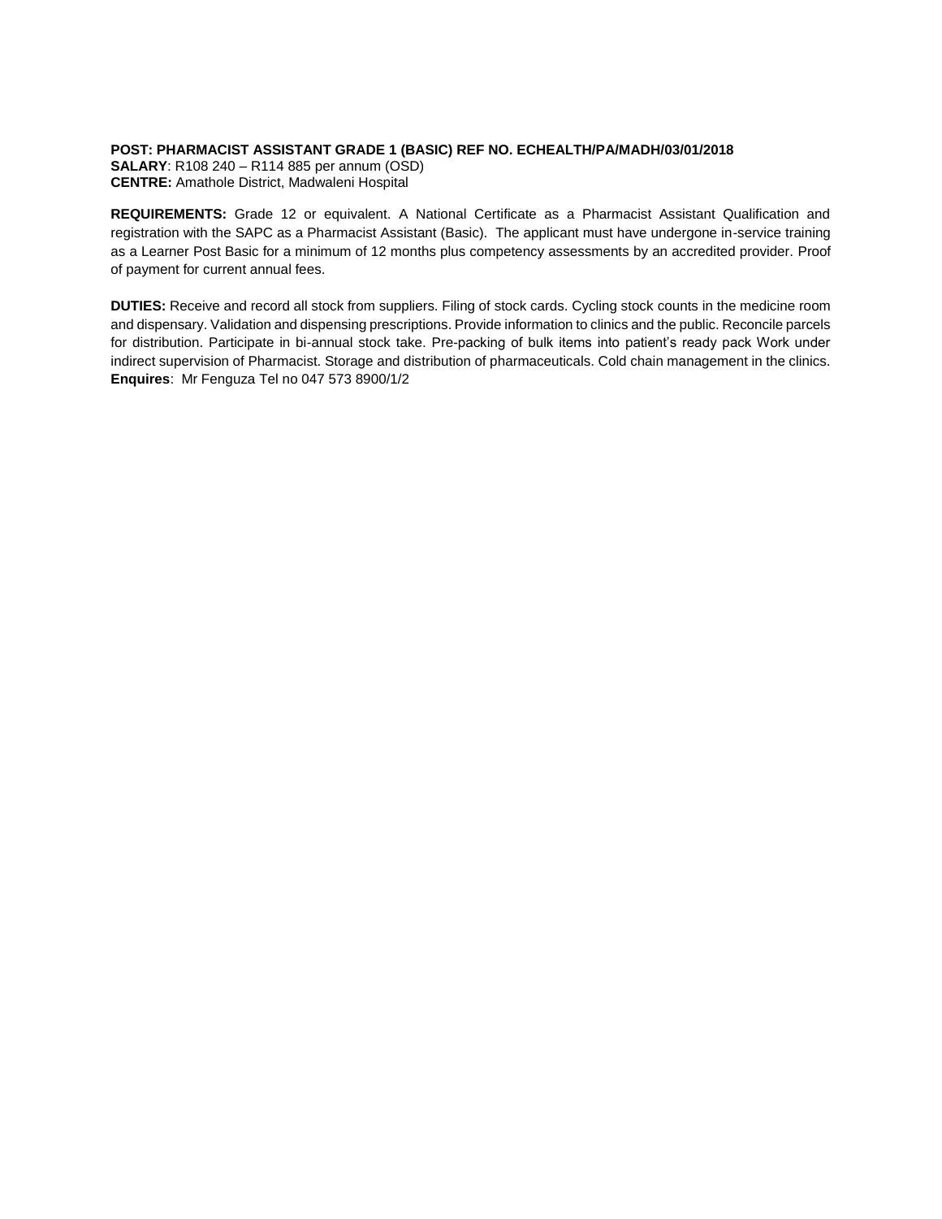**POST: PHARMACIST ASSISTANT GRADE 1 (BASIC) REF NO. ECHEALTH/PA/MADH/03/01/2018**
**SALARY**: R108 240 – R114 885 per annum (OSD)
**CENTRE:** Amathole District, Madwaleni Hospital

**REQUIREMENTS:** Grade 12 or equivalent. A National Certificate as a Pharmacist Assistant Qualification and registration with the SAPC as a Pharmacist Assistant (Basic). The applicant must have undergone in-service training as a Learner Post Basic for a minimum of 12 months plus competency assessments by an accredited provider. Proof of payment for current annual fees.

**DUTIES:** Receive and record all stock from suppliers. Filing of stock cards. Cycling stock counts in the medicine room and dispensary. Validation and dispensing prescriptions. Provide information to clinics and the public. Reconcile parcels for distribution. Participate in bi-annual stock take. Pre-packing of bulk items into patient's ready pack Work under indirect supervision of Pharmacist. Storage and distribution of pharmaceuticals. Cold chain management in the clinics.
**Enquires**: Mr Fenguza Tel no 047 573 8900/1/2